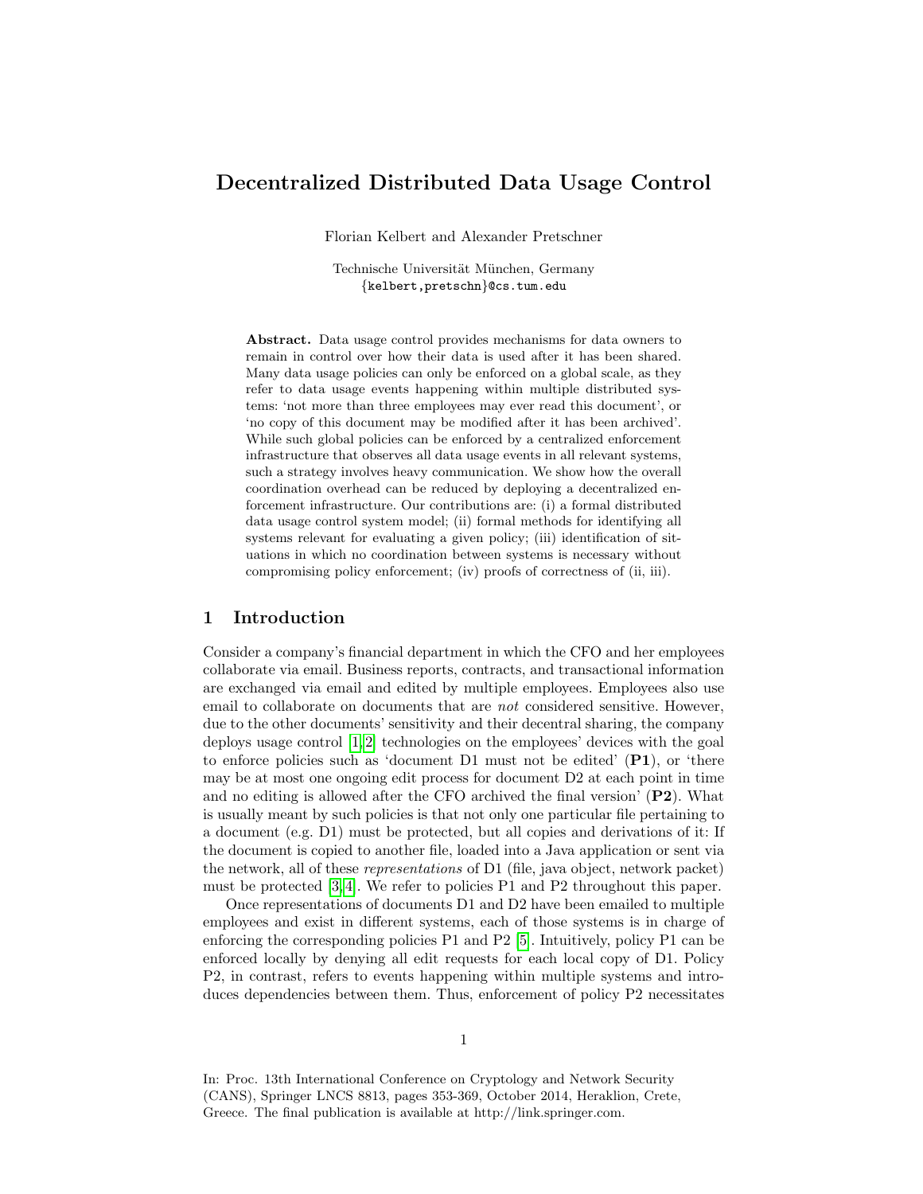# Decentralized Distributed Data Usage Control

Florian Kelbert and Alexander Pretschner

Technische Universität München, Germany
{kelbert,pretschn}@cs.tum.edu

**Abstract.** Data usage control provides mechanisms for data owners to remain in control over how their data is used after it has been shared. Many data usage policies can only be enforced on a global scale, as they refer to data usage events happening within multiple distributed systems: 'not more than three employees may ever read this document', or 'no copy of this document may be modified after it has been archived'. While such global policies can be enforced by a centralized enforcement infrastructure that observes all data usage events in all relevant systems, such a strategy involves heavy communication. We show how the overall coordination overhead can be reduced by deploying a decentralized enforcement infrastructure. Our contributions are: (i) a formal distributed data usage control system model; (ii) formal methods for identifying all systems relevant for evaluating a given policy; (iii) identification of situations in which no coordination between systems is necessary without compromising policy enforcement; (iv) proofs of correctness of (ii, iii).

## 1 Introduction

Consider a company's financial department in which the CFO and her employees collaborate via email. Business reports, contracts, and transactional information are exchanged via email and edited by multiple employees. Employees also use email to collaborate on documents that are *not* considered sensitive. However, due to the other documents' sensitivity and their decentral sharing, the company deploys usage control [1,2] technologies on the employees' devices with the goal to enforce policies such as 'document D1 must not be edited' (**P1**), or 'there may be at most one ongoing edit process for document D2 at each point in time and no editing is allowed after the CFO archived the final version' (**P2**). What is usually meant by such policies is that not only one particular file pertaining to a document (e.g. D1) must be protected, but all copies and derivations of it: If the document is copied to another file, loaded into a Java application or sent via the network, all of these *representations* of D1 (file, java object, network packet) must be protected [3,4]. We refer to policies P1 and P2 throughout this paper.

Once representations of documents D1 and D2 have been emailed to multiple employees and exist in different systems, each of those systems is in charge of enforcing the corresponding policies P1 and P2 [5]. Intuitively, policy P1 can be enforced locally by denying all edit requests for each local copy of D1. Policy P2, in contrast, refers to events happening within multiple systems and introduces dependencies between them. Thus, enforcement of policy P2 necessitates

In: Proc. 13th International Conference on Cryptology and Network Security (CANS), Springer LNCS 8813, pages 353-369, October 2014, Heraklion, Crete, Greece. The final publication is available at http://link.springer.com.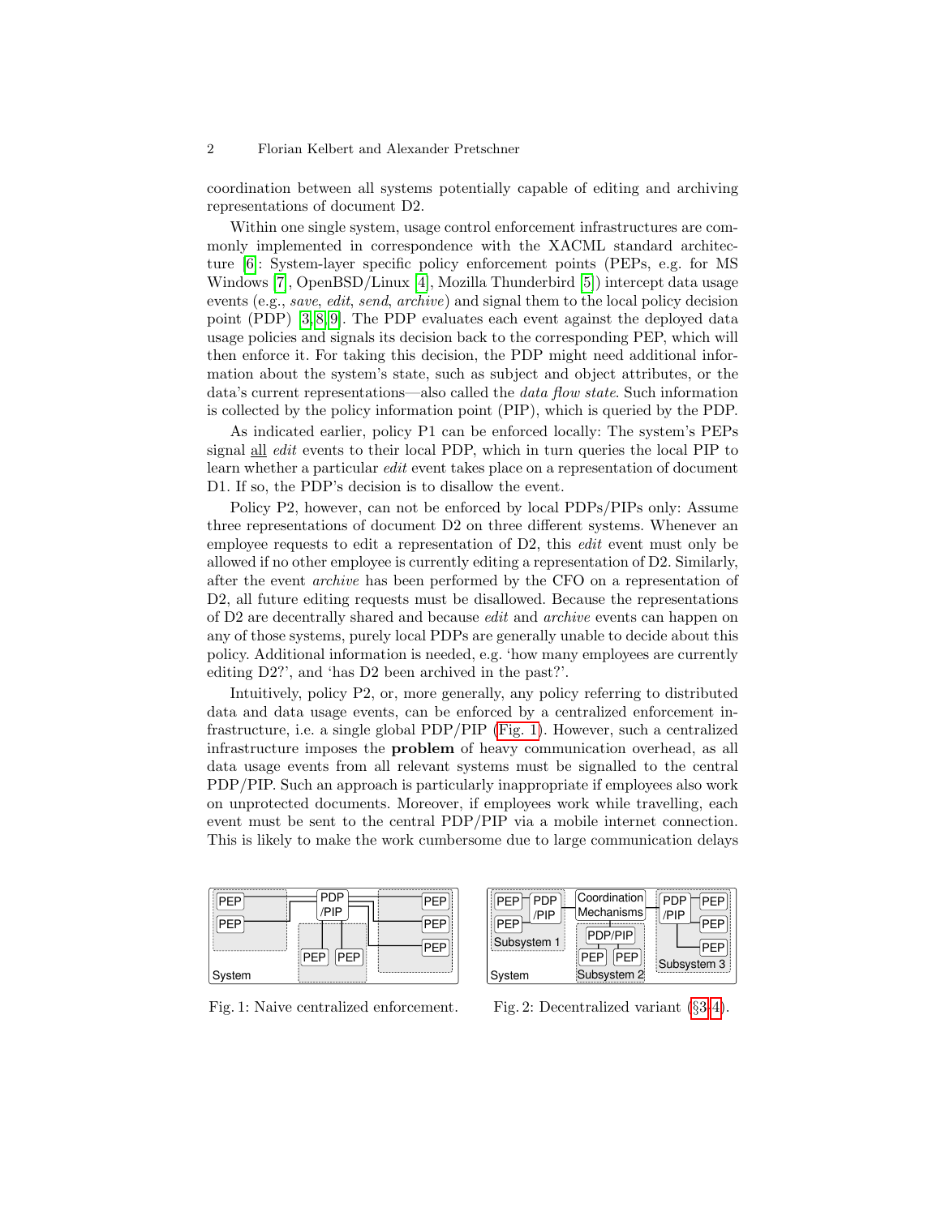coordination between all systems potentially capable of editing and archiving representations of document D2.

Within one single system, usage control enforcement infrastructures are commonly implemented in correspondence with the XACML standard architecture [6]: System-layer specific policy enforcement points (PEPs, e.g. for MS Windows [7], OpenBSD/Linux [4], Mozilla Thunderbird [5]) intercept data usage events (e.g., *save*, *edit*, *send*, *archive*) and signal them to the local policy decision point (PDP) [3,8,9]. The PDP evaluates each event against the deployed data usage policies and signals its decision back to the corresponding PEP, which will then enforce it. For taking this decision, the PDP might need additional information about the system's state, such as subject and object attributes, or the data's current representations—also called the *data flow state*. Such information is collected by the policy information point (PIP), which is queried by the PDP.

As indicated earlier, policy P1 can be enforced locally: The system's PEPs signal all *edit* events to their local PDP, which in turn queries the local PIP to learn whether a particular *edit* event takes place on a representation of document D1. If so, the PDP's decision is to disallow the event.

Policy P2, however, can not be enforced by local PDPs/PIPs only: Assume three representations of document D2 on three different systems. Whenever an employee requests to edit a representation of D2, this *edit* event must only be allowed if no other employee is currently editing a representation of D2. Similarly, after the event *archive* has been performed by the CFO on a representation of D2, all future editing requests must be disallowed. Because the representations of D2 are decentrally shared and because *edit* and *archive* events can happen on any of those systems, purely local PDPs are generally unable to decide about this policy. Additional information is needed, e.g. 'how many employees are currently editing D2?', and 'has D2 been archived in the past?'.

Intuitively, policy P2, or, more generally, any policy referring to distributed data and data usage events, can be enforced by a centralized enforcement infrastructure, i.e. a single global PDP/PIP (Fig. 1). However, such a centralized infrastructure imposes the **problem** of heavy communication overhead, as all data usage events from all relevant systems must be signalled to the central PDP/PIP. Such an approach is particularly inappropriate if employees also work on unprotected documents. Moreover, if employees work while travelling, each event must be sent to the central PDP/PIP via a mobile internet connection. This is likely to make the work cumbersome due to large communication delays

Fig. 1: Naive centralized enforcement.

Fig. 2: Decentralized variant (§3-4).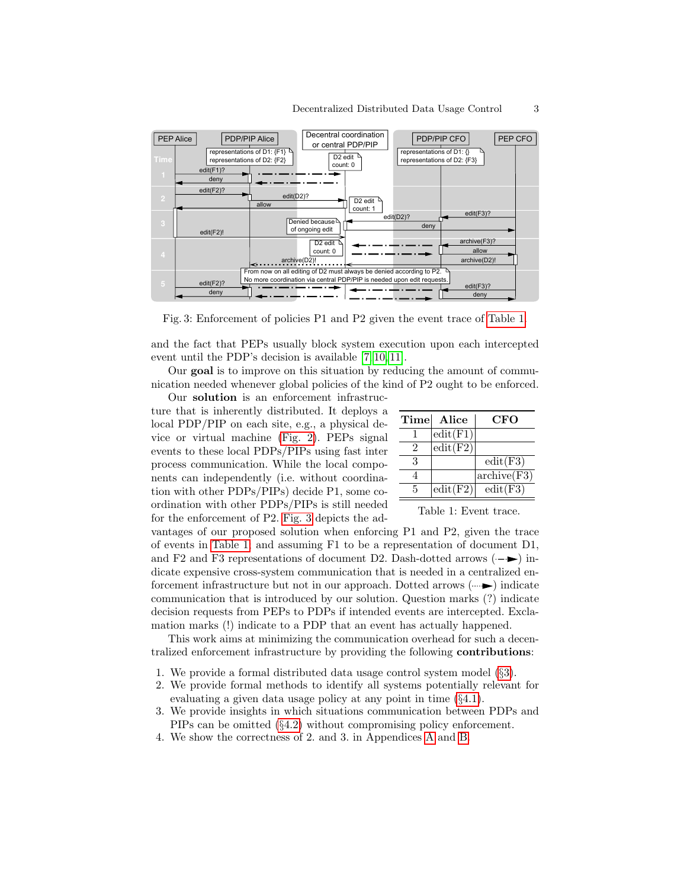Fig. 3: Enforcement of policies P1 and P2 given the event trace of Table 1.

and the fact that PEPs usually block system execution upon each intercepted event until the PDP's decision is available [7,10,11].

Our **goal** is to improve on this situation by reducing the amount of communication needed whenever global policies of the kind of P2 ought to be enforced.

Our **solution** is an enforcement infrastructure that is inherently distributed. It deploys a local PDP/PIP on each site, e.g., a physical device or virtual machine (Fig. 2). PEPs signal events to these local PDPs/PIPs using fast inter process communication. While the local components can independently (i.e. without coordination with other PDPs/PIPs) decide P1, some coordination with other PDPs/PIPs is still needed for the enforcement of P2. Fig. 3 depicts the advantages of our proposed solution when enforcing P1 and P2, given the trace of events in Table 1, and assuming F1 to be a representation of document D1, and F2 and F3 representations of document D2. Dash-dotted arrows (-·-►) indicate expensive cross-system communication that is needed in a centralized enforcement infrastructure but not in our approach. Dotted arrows (····►) indicate communication that is introduced by our solution. Question marks (?) indicate decision requests from PEPs to PDPs if intended events are intercepted. Exclamation marks (!) indicate to a PDP that an event has actually happened.

| Time | Alice | CFO |
|---|---|---|
| 1 | edit(F1) | |
| 2 | edit(F2) | |
| 3 | | edit(F3) |
| 4 | | archive(F3) |
| 5 | edit(F2) | edit(F3) |

Table 1: Event trace.

This work aims at minimizing the communication overhead for such a decentralized enforcement infrastructure by providing the following **contributions**:

1. We provide a formal distributed data usage control system model (§3).
2. We provide formal methods to identify all systems potentially relevant for evaluating a given data usage policy at any point in time (§4.1).
3. We provide insights in which situations communication between PDPs and PIPs can be omitted (§4.2) without compromising policy enforcement.
4. We show the correctness of 2. and 3. in Appendices A and B.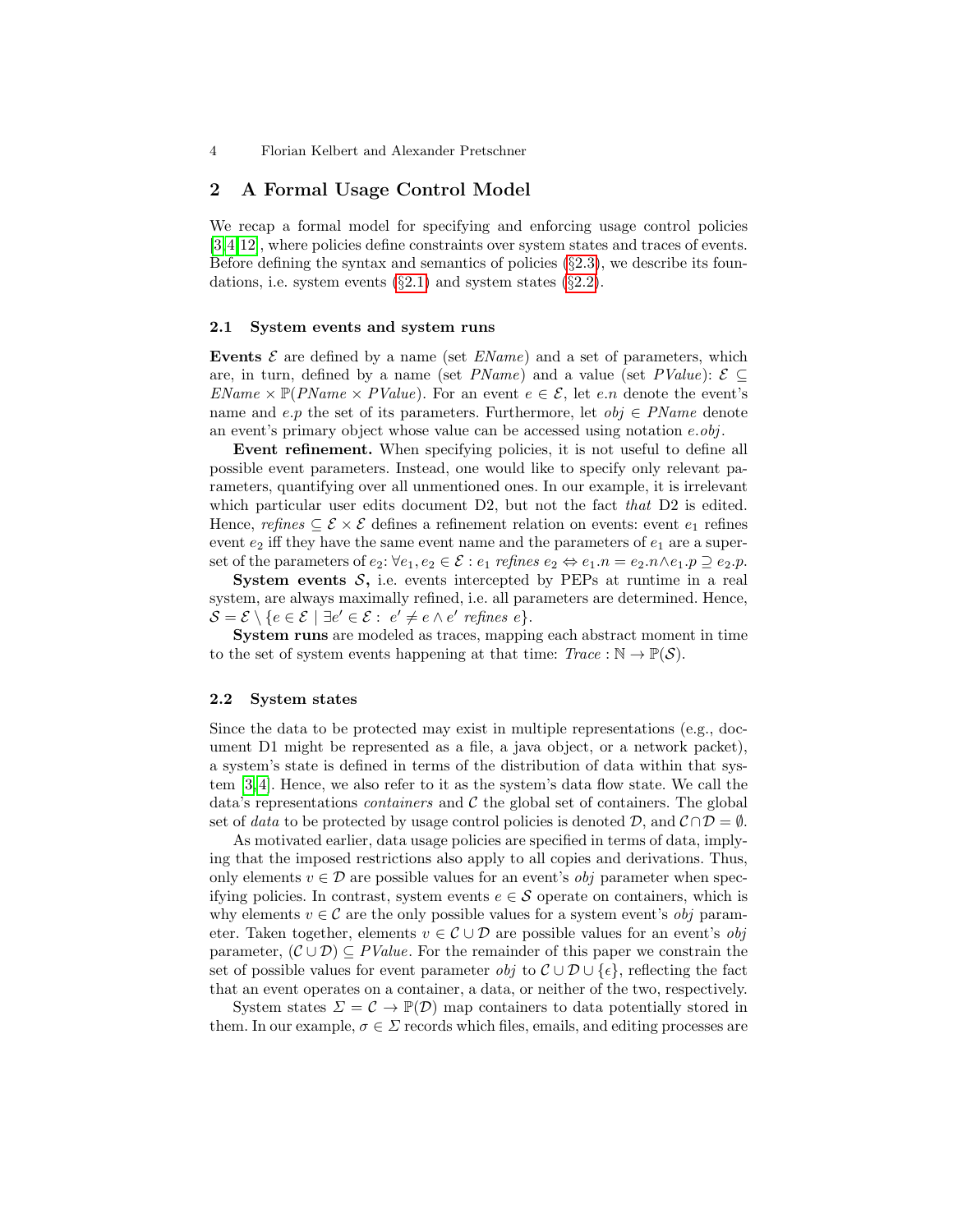## 2 A Formal Usage Control Model

We recap a formal model for specifying and enforcing usage control policies [3,4,12], where policies define constraints over system states and traces of events. Before defining the syntax and semantics of policies (§2.3), we describe its foundations, i.e. system events (§2.1) and system states (§2.2).

### 2.1 System events and system runs

**Events** $\mathcal{E}$ are defined by a name (set *EName*) and a set of parameters, which are, in turn, defined by a name (set *PName*) and a value (set *PValue*): $\mathcal{E} \subseteq \mathit{EName} \times \mathbb{P}(\mathit{PName} \times \mathit{PValue})$. For an event $e \in \mathcal{E}$, let $e.n$ denote the event's name and $e.p$ the set of its parameters. Furthermore, let $\mathit{obj} \in \mathit{PName}$ denote an event's primary object whose value can be accessed using notation $e.\mathit{obj}$.

**Event refinement.** When specifying policies, it is not useful to define all possible event parameters. Instead, one would like to specify only relevant parameters, quantifying over all unmentioned ones. In our example, it is irrelevant which particular user edits document D2, but not the fact *that* D2 is edited. Hence, $\mathit{refines} \subseteq \mathcal{E} \times \mathcal{E}$ defines a refinement relation on events: event $e_1$ refines event $e_2$ iff they have the same event name and the parameters of $e_1$ are a superset of the parameters of $e_2$: $\forall e_1, e_2 \in \mathcal{E} : e_1 \ \mathit{refines}\ e_2 \Leftrightarrow e_1.n = e_2.n \wedge e_1.p \supseteq e_2.p$.

**System events** $\mathcal{S}$**,** i.e. events intercepted by PEPs at runtime in a real system, are always maximally refined, i.e. all parameters are determined. Hence, $\mathcal{S} = \mathcal{E} \setminus \{e \in \mathcal{E} \mid \exists e' \in \mathcal{E} :\ e' \neq e \wedge e' \ \mathit{refines}\ e\}$.

**System runs** are modeled as traces, mapping each abstract moment in time to the set of system events happening at that time: $\mathit{Trace} : \mathbb{N} \rightarrow \mathbb{P}(\mathcal{S})$.

### 2.2 System states

Since the data to be protected may exist in multiple representations (e.g., document D1 might be represented as a file, a java object, or a network packet), a system's state is defined in terms of the distribution of data within that system [3,4]. Hence, we also refer to it as the system's data flow state. We call the data's representations *containers* and $\mathcal{C}$ the global set of containers. The global set of *data* to be protected by usage control policies is denoted $\mathcal{D}$, and $\mathcal{C} \cap \mathcal{D} = \emptyset$.

As motivated earlier, data usage policies are specified in terms of data, implying that the imposed restrictions also apply to all copies and derivations. Thus, only elements $v \in \mathcal{D}$ are possible values for an event's *obj* parameter when specifying policies. In contrast, system events $e \in \mathcal{S}$ operate on containers, which is why elements $v \in \mathcal{C}$ are the only possible values for a system event's *obj* parameter. Taken together, elements $v \in \mathcal{C} \cup \mathcal{D}$ are possible values for an event's *obj* parameter, $(\mathcal{C} \cup \mathcal{D}) \subseteq \mathit{PValue}$. For the remainder of this paper we constrain the set of possible values for event parameter *obj* to $\mathcal{C} \cup \mathcal{D} \cup \{\epsilon\}$, reflecting the fact that an event operates on a container, a data, or neither of the two, respectively.

System states $\Sigma = \mathcal{C} \rightarrow \mathbb{P}(\mathcal{D})$ map containers to data potentially stored in them. In our example, $\sigma \in \Sigma$ records which files, emails, and editing processes are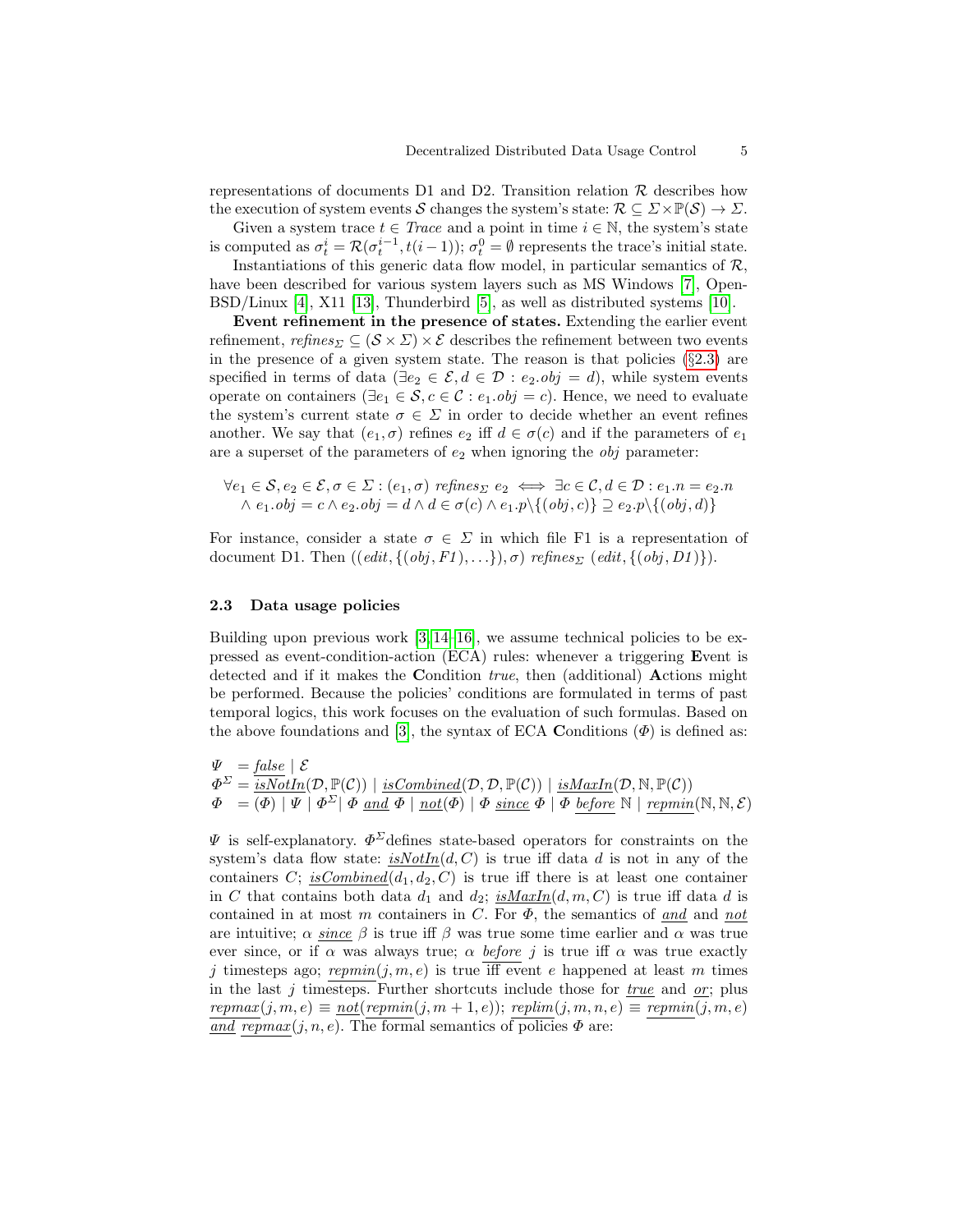representations of documents D1 and D2. Transition relation $\mathcal{R}$ describes how the execution of system events $\mathcal{S}$ changes the system's state: $\mathcal{R} \subseteq \Sigma \times \mathbb{P}(\mathcal{S}) \rightarrow \Sigma$.

Given a system trace $t \in \mathit{Trace}$ and a point in time $i \in \mathbb{N}$, the system's state is computed as $\sigma_t^i = \mathcal{R}(\sigma_t^{i-1}, t(i-1))$; $\sigma_t^0 = \emptyset$ represents the trace's initial state.

Instantiations of this generic data flow model, in particular semantics of $\mathcal{R}$, have been described for various system layers such as MS Windows [7], OpenBSD/Linux [4], X11 [13], Thunderbird [5], as well as distributed systems [10].

**Event refinement in the presence of states.** Extending the earlier event refinement, $\mathit{refines}_\Sigma \subseteq (\mathcal{S} \times \Sigma) \times \mathcal{E}$ describes the refinement between two events in the presence of a given system state. The reason is that policies (§2.3) are specified in terms of data ($\exists e_2 \in \mathcal{E}, d \in \mathcal{D} : e_2.obj = d$), while system events operate on containers ($\exists e_1 \in \mathcal{S}, c \in \mathcal{C} : e_1.obj = c$). Hence, we need to evaluate the system's current state $\sigma \in \Sigma$ in order to decide whether an event refines another. We say that $(e_1, \sigma)$ refines $e_2$ iff $d \in \sigma(c)$ and if the parameters of $e_1$ are a superset of the parameters of $e_2$ when ignoring the $obj$ parameter:

$$\forall e_1 \in \mathcal{S}, e_2 \in \mathcal{E}, \sigma \in \Sigma : (e_1, \sigma)\ \mathit{refines}_\Sigma\ e_2 \iff \exists c \in \mathcal{C}, d \in \mathcal{D} : e_1.n = e_2.n \\ \wedge\ e_1.obj = c \wedge e_2.obj = d \wedge d \in \sigma(c) \wedge e_1.p \backslash \{(obj, c)\} \supseteq e_2.p \backslash \{(obj, d)\}$$

For instance, consider a state $\sigma \in \Sigma$ in which file F1 is a representation of document D1. Then $((\mathit{edit}, \{(obj, F1), \ldots\}), \sigma)\ \mathit{refines}_\Sigma\ (\mathit{edit}, \{(obj, D1)\})$.

### 2.3 Data usage policies

Building upon previous work [3,14–16], we assume technical policies to be expressed as event-condition-action (ECA) rules: whenever a triggering **E**vent is detected and if it makes the **C**ondition *true*, then (additional) **A**ctions might be performed. Because the policies' conditions are formulated in terms of past temporal logics, this work focuses on the evaluation of such formulas. Based on the above foundations and [3], the syntax of ECA **C**onditions ($\Phi$) is defined as:

$$\begin{aligned}
\Psi\ &= \underline{\mathit{false}} \mid \mathcal{E} \\
\Phi^\Sigma &= \underline{\mathit{isNotIn}}(\mathcal{D}, \mathbb{P}(\mathcal{C})) \mid \underline{\mathit{isCombined}}(\mathcal{D}, \mathcal{D}, \mathbb{P}(\mathcal{C})) \mid \underline{\mathit{isMaxIn}}(\mathcal{D}, \mathbb{N}, \mathbb{P}(\mathcal{C})) \\
\Phi\ &= (\Phi) \mid \Psi \mid \Phi^\Sigma \mid \Phi\ \underline{\mathit{and}}\ \Phi \mid \underline{\mathit{not}}(\Phi) \mid \Phi\ \underline{\mathit{since}}\ \Phi \mid \Phi\ \underline{\mathit{before}}\ \mathbb{N} \mid \underline{\mathit{repmin}}(\mathbb{N}, \mathbb{N}, \mathcal{E})
\end{aligned}$$

$\Psi$ is self-explanatory. $\Phi^\Sigma$ defines state-based operators for constraints on the system's data flow state: $\underline{\mathit{isNotIn}}(d, C)$ is true iff data $d$ is not in any of the containers $C$; $\underline{\mathit{isCombined}}(d_1, d_2, C)$ is true iff there is at least one container in $C$ that contains both data $d_1$ and $d_2$; $\underline{\mathit{isMaxIn}}(d, m, C)$ is true iff data $d$ is contained in at most $m$ containers in $C$. For $\Phi$, the semantics of $\underline{\mathit{and}}$ and $\underline{\mathit{not}}$ are intuitive; $\alpha\ \underline{\mathit{since}}\ \beta$ is true iff $\beta$ was true some time earlier and $\alpha$ was true ever since, or if $\alpha$ was always true; $\alpha\ \underline{\mathit{before}}\ j$ is true iff $\alpha$ was true exactly $j$ timesteps ago; $\underline{\mathit{repmin}}(j, m, e)$ is true iff event $e$ happened at least $m$ times in the last $j$ timesteps. Further shortcuts include those for $\underline{\mathit{true}}$ and $\underline{\mathit{or}}$; plus $\underline{\mathit{repmax}}(j, m, e) \equiv \underline{\mathit{not}}(\underline{\mathit{repmin}}(j, m+1, e))$; $\underline{\mathit{replim}}(j, m, n, e) \equiv \underline{\mathit{repmin}}(j, m, e)\ \underline{\mathit{and}}\ \underline{\mathit{repmax}}(j, n, e)$. The formal semantics of policies $\Phi$ are: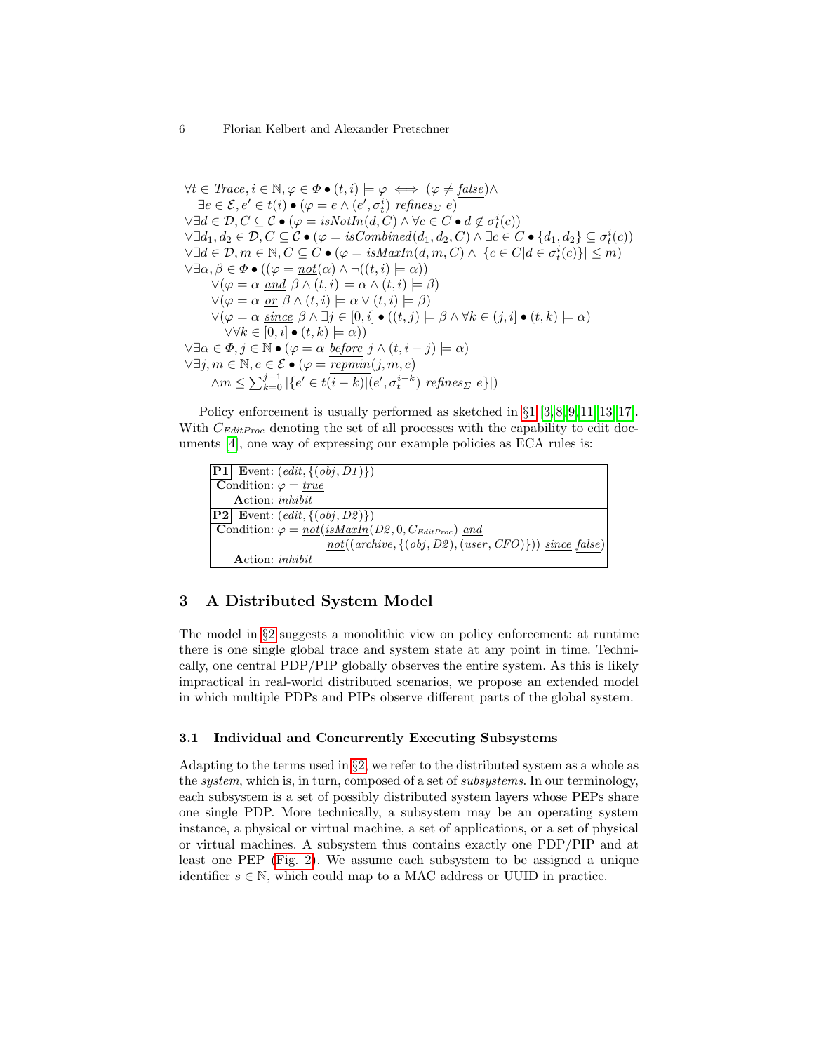$$
\begin{aligned}
&\forall t \in \mathit{Trace}, i \in \mathbb{N}, \varphi \in \Phi \bullet (t,i) \models \varphi \iff (\varphi \neq \underline{\mathit{false}}) \wedge \\
&\quad \exists e \in \mathcal{E}, e' \in t(i) \bullet (\varphi = e \wedge (e', \sigma_t^i)\ \mathit{refines}_\Sigma\ e) \\
&\vee \exists d \in \mathcal{D}, C \subseteq \mathcal{C} \bullet (\varphi = \underline{\mathit{isNotIn}}(d, C) \wedge \forall c \in C \bullet d \notin \sigma_t^i(c)) \\
&\vee \exists d_1, d_2 \in \mathcal{D}, C \subseteq \mathcal{C} \bullet (\varphi = \underline{\mathit{isCombined}}(d_1, d_2, C) \wedge \exists c \in C \bullet \{d_1, d_2\} \subseteq \sigma_t^i(c)) \\
&\vee \exists d \in \mathcal{D}, m \in \mathbb{N}, C \subseteq C \bullet (\varphi = \underline{\mathit{isMaxIn}}(d, m, C) \wedge |\{c \in C | d \in \sigma_t^i(c)\}| \leq m) \\
&\vee \exists \alpha, \beta \in \Phi \bullet ((\varphi = \underline{\mathit{not}}(\alpha) \wedge \neg((t,i) \models \alpha)) \\
&\qquad \vee (\varphi = \alpha\ \underline{\mathit{and}}\ \beta \wedge (t,i) \models \alpha \wedge (t,i) \models \beta) \\
&\qquad \vee (\varphi = \alpha\ \underline{\mathit{or}}\ \beta \wedge (t,i) \models \alpha \vee (t,i) \models \beta) \\
&\qquad \vee (\varphi = \alpha\ \underline{\mathit{since}}\ \beta \wedge \exists j \in [0,i] \bullet ((t,j) \models \beta \wedge \forall k \in (j,i] \bullet (t,k) \models \alpha) \\
&\qquad\quad \vee \forall k \in [0,i] \bullet (t,k) \models \alpha)) \\
&\vee \exists \alpha \in \Phi, j \in \mathbb{N} \bullet (\varphi = \alpha\ \underline{\mathit{before}}\ j \wedge (t, i-j) \models \alpha) \\
&\vee \exists j, m \in \mathbb{N}, e \in \mathcal{E} \bullet (\varphi = \underline{\mathit{repmin}}(j, m, e) \\
&\qquad \wedge m \leq \textstyle\sum_{k=0}^{j-1} |\{e' \in t(i-k) | (e', \sigma_t^{i-k})\ \mathit{refines}_\Sigma\ e\}|)
\end{aligned}
$$

Policy enforcement is usually performed as sketched in §1 [3,8,9,11,13,17]. With $C_{EditProc}$ denoting the set of all processes with the capability to edit documents [4], one way of expressing our example policies as ECA rules is:

| |
|---|
| **P1** **E**vent: $(\mathit{edit}, \{(\mathit{obj}, \mathit{D1})\})$ <br> **C**ondition: $\varphi = \underline{\mathit{true}}$ <br> **A**ction: *inhibit* |
| **P2** **E**vent: $(\mathit{edit}, \{(\mathit{obj}, \mathit{D2})\})$ <br> **C**ondition: $\varphi = \underline{\mathit{not}}(\underline{\mathit{isMaxIn}}(\mathit{D2}, 0, C_{EditProc})\ \underline{\mathit{and}}$ $\underline{\mathit{not}}((\mathit{archive}, \{(\mathit{obj}, \mathit{D2}), (\mathit{user}, \mathit{CFO})\}))\ \underline{\mathit{since}}\ \underline{\mathit{false}})$ <br> **A**ction: *inhibit* |

## 3 A Distributed System Model

The model in §2 suggests a monolithic view on policy enforcement: at runtime there is one single global trace and system state at any point in time. Technically, one central PDP/PIP globally observes the entire system. As this is likely impractical in real-world distributed scenarios, we propose an extended model in which multiple PDPs and PIPs observe different parts of the global system.

### 3.1 Individual and Concurrently Executing Subsystems

Adapting to the terms used in §2, we refer to the distributed system as a whole as the *system*, which is, in turn, composed of a set of *subsystems*. In our terminology, each subsystem is a set of possibly distributed system layers whose PEPs share one single PDP. More technically, a subsystem may be an operating system instance, a physical or virtual machine, a set of applications, or a set of physical or virtual machines. A subsystem thus contains exactly one PDP/PIP and at least one PEP (Fig. 2). We assume each subsystem to be assigned a unique identifier $s \in \mathbb{N}$, which could map to a MAC address or UUID in practice.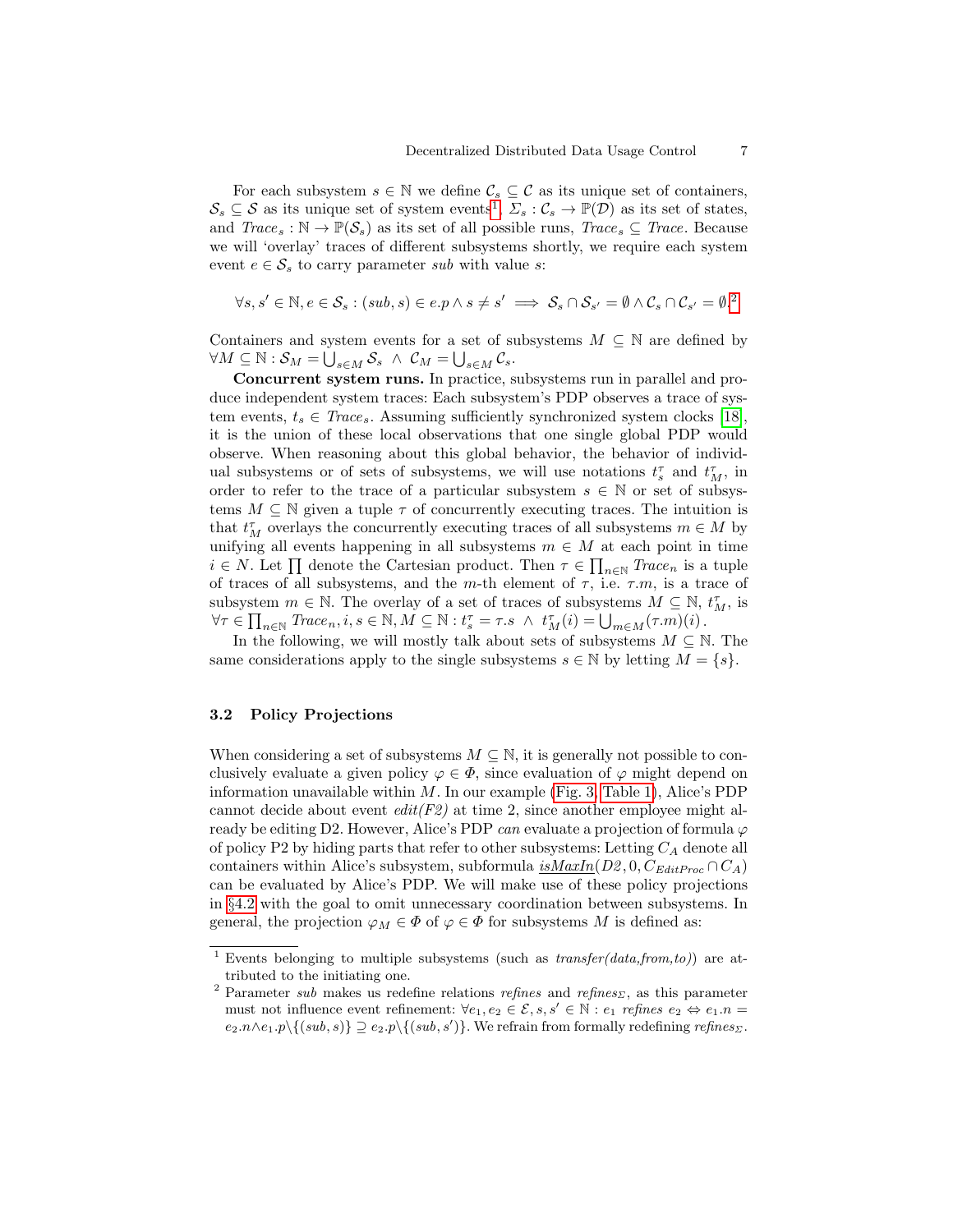For each subsystem $s \in \mathbb{N}$ we define $\mathcal{C}_s \subseteq \mathcal{C}$ as its unique set of containers, $\mathcal{S}_s \subseteq \mathcal{S}$ as its unique set of system events[1], $\Sigma_s : \mathcal{C}_s \to \mathbb{P}(\mathcal{D})$ as its set of states, and $Trace_s : \mathbb{N} \to \mathbb{P}(\mathcal{S}_s)$ as its set of all possible runs, $Trace_s \subseteq Trace$. Because we will 'overlay' traces of different subsystems shortly, we require each system event $e \in \mathcal{S}_s$ to carry parameter *sub* with value $s$:

$$\forall s, s' \in \mathbb{N}, e \in \mathcal{S}_s : (sub, s) \in e.p \wedge s \neq s' \implies \mathcal{S}_s \cap \mathcal{S}_{s'} = \emptyset \wedge \mathcal{C}_s \cap \mathcal{C}_{s'} = \emptyset.^{2}$$

Containers and system events for a set of subsystems $M \subseteq \mathbb{N}$ are defined by $\forall M \subseteq \mathbb{N} : \mathcal{S}_M = \bigcup_{s \in M} \mathcal{S}_s \ \wedge \ \mathcal{C}_M = \bigcup_{s \in M} \mathcal{C}_s$.

**Concurrent system runs.** In practice, subsystems run in parallel and produce independent system traces: Each subsystem's PDP observes a trace of system events, $t_s \in Trace_s$. Assuming sufficiently synchronized system clocks [18], it is the union of these local observations that one single global PDP would observe. When reasoning about this global behavior, the behavior of individual subsystems or of sets of subsystems, we will use notations $t_s^\tau$ and $t_M^\tau$, in order to refer to the trace of a particular subsystem $s \in \mathbb{N}$ or set of subsystems $M \subseteq \mathbb{N}$ given a tuple $\tau$ of concurrently executing traces. The intuition is that $t_M^\tau$ overlays the concurrently executing traces of all subsystems $m \in M$ by unifying all events happening in all subsystems $m \in M$ at each point in time $i \in N$. Let $\prod$ denote the Cartesian product. Then $\tau \in \prod_{n \in \mathbb{N}} Trace_n$ is a tuple of traces of all subsystems, and the $m$-th element of $\tau$, i.e. $\tau.m$, is a trace of subsystem $m \in \mathbb{N}$. The overlay of a set of traces of subsystems $M \subseteq \mathbb{N}$, $t_M^\tau$, is $\forall \tau \in \prod_{n \in \mathbb{N}} Trace_n, i, s \in \mathbb{N}, M \subseteq \mathbb{N} : t_s^\tau = \tau.s \ \wedge \ t_M^\tau(i) = \bigcup_{m \in M} (\tau.m)(i)$.

In the following, we will mostly talk about sets of subsystems $M \subseteq \mathbb{N}$. The same considerations apply to the single subsystems $s \in \mathbb{N}$ by letting $M = \{s\}$.

### 3.2 Policy Projections

When considering a set of subsystems $M \subseteq \mathbb{N}$, it is generally not possible to conclusively evaluate a given policy $\varphi \in \Phi$, since evaluation of $\varphi$ might depend on information unavailable within $M$. In our example (Fig. 3, Table 1), Alice's PDP cannot decide about event *edit(F2)* at time 2, since another employee might already be editing D2. However, Alice's PDP *can* evaluate a projection of formula $\varphi$ of policy P2 by hiding parts that refer to other subsystems: Letting $C_A$ denote all containers within Alice's subsystem, subformula $\underline{isMaxIn}(D2, 0, C_{EditProc} \cap C_A)$ can be evaluated by Alice's PDP. We will make use of these policy projections in §4.2 with the goal to omit unnecessary coordination between subsystems. In general, the projection $\varphi_M \in \Phi$ of $\varphi \in \Phi$ for subsystems $M$ is defined as:

---

[1] Events belonging to multiple subsystems (such as *transfer(data,from,to)*) are attributed to the initiating one.

[2] Parameter *sub* makes us redefine relations *refines* and *refines*$_\Sigma$, as this parameter must not influence event refinement: $\forall e_1, e_2 \in \mathcal{E}, s, s' \in \mathbb{N} : e_1 \ refines \ e_2 \Leftrightarrow e_1.n = e_2.n \wedge e_1.p \backslash \{(sub, s)\} \supseteq e_2.p \backslash \{(sub, s')\}$. We refrain from formally redefining *refines*$_\Sigma$.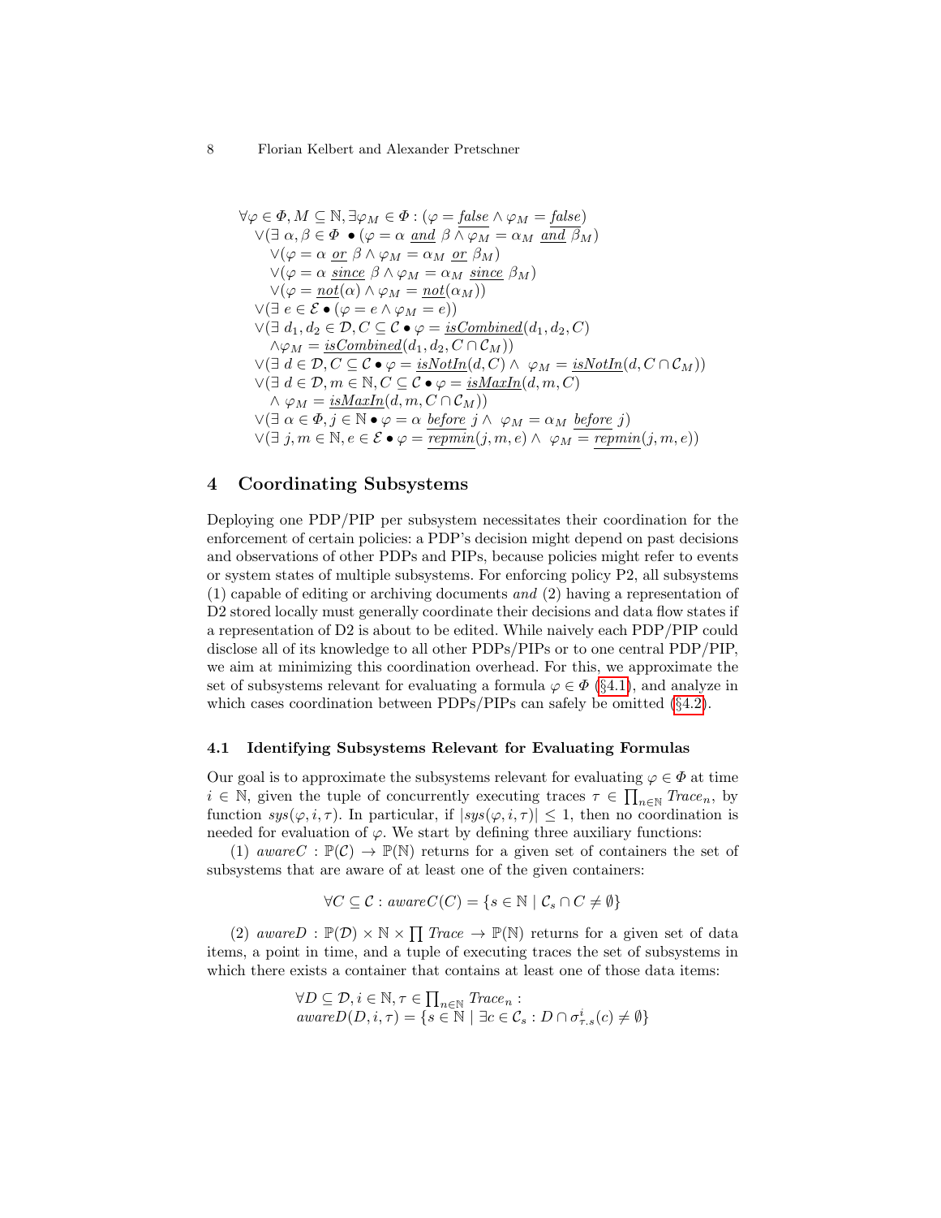$$
\begin{array}{l}
\forall \varphi \in \Phi, M \subseteq \mathbb{N}, \exists \varphi_M \in \Phi : (\varphi = \underline{false} \wedge \varphi_M = \underline{false}) \\
\quad \vee (\exists\, \alpha, \beta \in \Phi \bullet (\varphi = \alpha \ \underline{and}\ \beta \wedge \varphi_M = \alpha_M \ \underline{and}\ \beta_M) \\
\quad\quad \vee (\varphi = \alpha \ \underline{or}\ \beta \wedge \varphi_M = \alpha_M \ \underline{or}\ \beta_M) \\
\quad\quad \vee (\varphi = \alpha \ \underline{since}\ \beta \wedge \varphi_M = \alpha_M \ \underline{since}\ \beta_M) \\
\quad\quad \vee (\varphi = \underline{not}(\alpha) \wedge \varphi_M = \underline{not}(\alpha_M)) \\
\quad \vee (\exists\, e \in \mathcal{E} \bullet (\varphi = e \wedge \varphi_M = e)) \\
\quad \vee (\exists\, d_1, d_2 \in \mathcal{D}, C \subseteq \mathcal{C} \bullet \varphi = \underline{isCombined}(d_1, d_2, C) \\
\quad\quad \wedge \varphi_M = \underline{isCombined}(d_1, d_2, C \cap \mathcal{C}_M)) \\
\quad \vee (\exists\, d \in \mathcal{D}, C \subseteq \mathcal{C} \bullet \varphi = \underline{isNotIn}(d, C) \wedge\ \varphi_M = \underline{isNotIn}(d, C \cap \mathcal{C}_M)) \\
\quad \vee (\exists\, d \in \mathcal{D}, m \in \mathbb{N}, C \subseteq \mathcal{C} \bullet \varphi = \underline{isMaxIn}(d, m, C) \\
\quad\quad \wedge\ \varphi_M = \underline{isMaxIn}(d, m, C \cap \mathcal{C}_M)) \\
\quad \vee (\exists\, \alpha \in \Phi, j \in \mathbb{N} \bullet \varphi = \alpha \ \underline{before}\ j \wedge\ \varphi_M = \alpha_M \ \underline{before}\ j) \\
\quad \vee (\exists\, j, m \in \mathbb{N}, e \in \mathcal{E} \bullet \varphi = \underline{repmin}(j, m, e) \wedge\ \varphi_M = \underline{repmin}(j, m, e))
\end{array}
$$

## 4 Coordinating Subsystems

Deploying one PDP/PIP per subsystem necessitates their coordination for the enforcement of certain policies: a PDP's decision might depend on past decisions and observations of other PDPs and PIPs, because policies might refer to events or system states of multiple subsystems. For enforcing policy P2, all subsystems (1) capable of editing or archiving documents *and* (2) having a representation of D2 stored locally must generally coordinate their decisions and data flow states if a representation of D2 is about to be edited. While naively each PDP/PIP could disclose all of its knowledge to all other PDPs/PIPs or to one central PDP/PIP, we aim at minimizing this coordination overhead. For this, we approximate the set of subsystems relevant for evaluating a formula $\varphi \in \Phi$ (§4.1), and analyze in which cases coordination between PDPs/PIPs can safely be omitted (§4.2).

### 4.1 Identifying Subsystems Relevant for Evaluating Formulas

Our goal is to approximate the subsystems relevant for evaluating $\varphi \in \Phi$ at time $i \in \mathbb{N}$, given the tuple of concurrently executing traces $\tau \in \prod_{n \in \mathbb{N}} Trace_n$, by function $sys(\varphi, i, \tau)$. In particular, if $|sys(\varphi, i, \tau)| \leq 1$, then no coordination is needed for evaluation of $\varphi$. We start by defining three auxiliary functions:

(1) $awareC : \mathbb{P}(\mathcal{C}) \rightarrow \mathbb{P}(\mathbb{N})$ returns for a given set of containers the set of subsystems that are aware of at least one of the given containers:

$$\forall C \subseteq \mathcal{C} : awareC(C) = \{s \in \mathbb{N} \mid \mathcal{C}_s \cap C \neq \emptyset\}$$

(2) $awareD : \mathbb{P}(\mathcal{D}) \times \mathbb{N} \times \prod Trace \rightarrow \mathbb{P}(\mathbb{N})$ returns for a given set of data items, a point in time, and a tuple of executing traces the set of subsystems in which there exists a container that contains at least one of those data items:

$$
\begin{array}{l}
\forall D \subseteq \mathcal{D}, i \in \mathbb{N}, \tau \in \prod_{n \in \mathbb{N}} Trace_n : \\
awareD(D, i, \tau) = \{s \in \mathbb{N} \mid \exists c \in \mathcal{C}_s : D \cap \sigma^i_{\tau.s}(c) \neq \emptyset\}
\end{array}
$$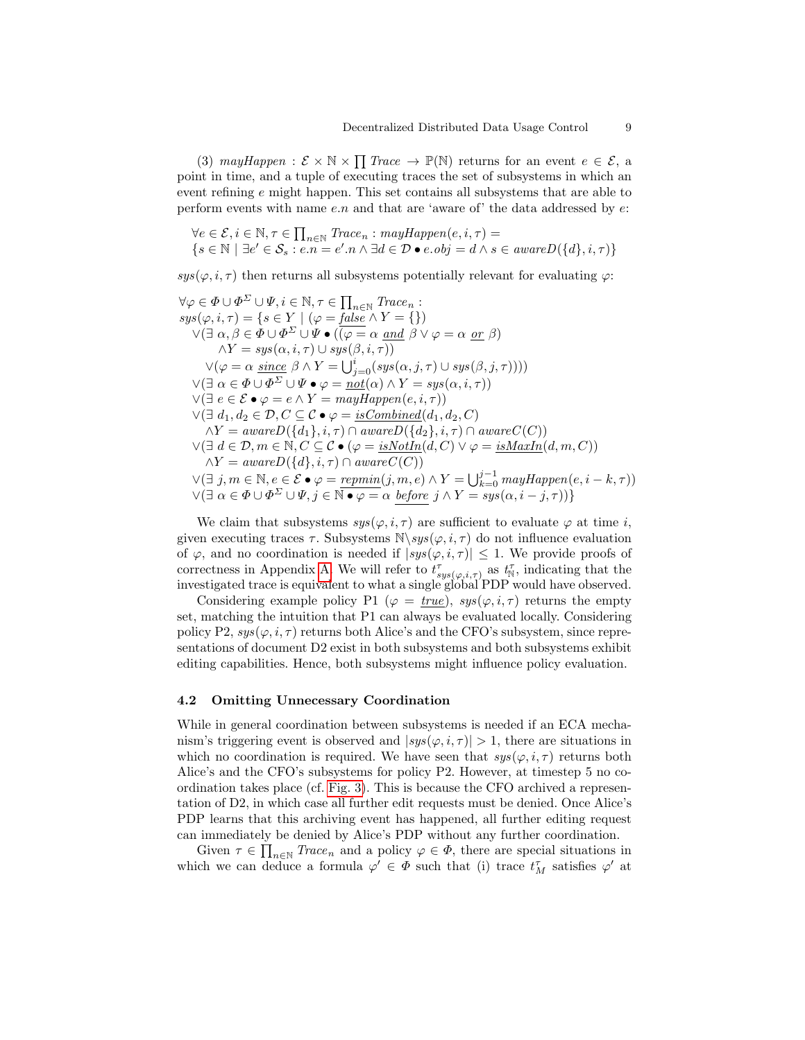(3) $mayHappen : \mathcal{E} \times \mathbb{N} \times \prod Trace \rightarrow \mathbb{P}(\mathbb{N})$ returns for an event $e \in \mathcal{E}$, a point in time, and a tuple of executing traces the set of subsystems in which an event refining $e$ might happen. This set contains all subsystems that are able to perform events with name $e.n$ and that are 'aware of' the data addressed by $e$:

$$\forall e \in \mathcal{E}, i \in \mathbb{N}, \tau \in \prod_{n \in \mathbb{N}} Trace_n : mayHappen(e, i, \tau) =$$
$$\{s \in \mathbb{N} \mid \exists e' \in \mathcal{S}_s : e.n = e'.n \wedge \exists d \in \mathcal{D} \bullet e.obj = d \wedge s \in awareD(\{d\}, i, \tau)\}$$

$sys(\varphi, i, \tau)$ then returns all subsystems potentially relevant for evaluating $\varphi$:

$$
\begin{aligned}
&\forall \varphi \in \Phi \cup \Phi^{\Sigma} \cup \Psi, i \in \mathbb{N}, \tau \in \textstyle\prod_{n \in \mathbb{N}} Trace_n : \\
&sys(\varphi, i, \tau) = \{s \in Y \mid (\varphi = \underline{false} \wedge Y = \{\}) \\
&\quad \vee (\exists\, \alpha, \beta \in \Phi \cup \Phi^{\Sigma} \cup \Psi \bullet ((\varphi = \alpha \ \underline{and}\ \beta \vee \varphi = \alpha \ \underline{or}\ \beta) \\
&\qquad \wedge Y = sys(\alpha, i, \tau) \cup sys(\beta, i, \tau)) \\
&\qquad \vee (\varphi = \alpha \ \underline{since}\ \beta \wedge Y = \textstyle\bigcup_{j=0}^{i} (sys(\alpha, j, \tau) \cup sys(\beta, j, \tau)))) \\
&\quad \vee (\exists\, \alpha \in \Phi \cup \Phi^{\Sigma} \cup \Psi \bullet \varphi = \underline{not}(\alpha) \wedge Y = sys(\alpha, i, \tau)) \\
&\quad \vee (\exists\, e \in \mathcal{E} \bullet \varphi = e \wedge Y = mayHappen(e, i, \tau)) \\
&\quad \vee (\exists\, d_1, d_2 \in \mathcal{D}, C \subseteq \mathcal{C} \bullet \varphi = \underline{isCombined}(d_1, d_2, C) \\
&\qquad \wedge Y = awareD(\{d_1\}, i, \tau) \cap awareD(\{d_2\}, i, \tau) \cap awareC(C)) \\
&\quad \vee (\exists\, d \in \mathcal{D}, m \in \mathbb{N}, C \subseteq \mathcal{C} \bullet (\varphi = \underline{isNotIn}(d, C) \vee \varphi = \underline{isMaxIn}(d, m, C)) \\
&\qquad \wedge Y = awareD(\{d\}, i, \tau) \cap awareC(C)) \\
&\quad \vee (\exists\, j, m \in \mathbb{N}, e \in \mathcal{E} \bullet \varphi = \underline{repmin}(j, m, e) \wedge Y = \textstyle\bigcup_{k=0}^{j-1} mayHappen(e, i-k, \tau)) \\
&\quad \vee (\exists\, \alpha \in \Phi \cup \Phi^{\Sigma} \cup \Psi, j \in \mathbb{N} \bullet \varphi = \alpha \ \underline{before}\ j \wedge Y = sys(\alpha, i-j, \tau))\}
\end{aligned}
$$

We claim that subsystems $sys(\varphi, i, \tau)$ are sufficient to evaluate $\varphi$ at time $i$, given executing traces $\tau$. Subsystems $\mathbb{N} \backslash sys(\varphi, i, \tau)$ do not influence evaluation of $\varphi$, and no coordination is needed if $|sys(\varphi, i, \tau)| \leq 1$. We provide proofs of correctness in Appendix A. We will refer to $t^{\tau}_{sys(\varphi,i,\tau)}$ as $t^{\tau}_{\mathbb{N}}$, indicating that the investigated trace is equivalent to what a single global PDP would have observed.

Considering example policy P1 ($\varphi = \underline{true}$), $sys(\varphi, i, \tau)$ returns the empty set, matching the intuition that P1 can always be evaluated locally. Considering policy P2, $sys(\varphi, i, \tau)$ returns both Alice's and the CFO's subsystem, since representations of document D2 exist in both subsystems and both subsystems exhibit editing capabilities. Hence, both subsystems might influence policy evaluation.

### 4.2 Omitting Unnecessary Coordination

While in general coordination between subsystems is needed if an ECA mechanism's triggering event is observed and $|sys(\varphi, i, \tau)| > 1$, there are situations in which no coordination is required. We have seen that $sys(\varphi, i, \tau)$ returns both Alice's and the CFO's subsystems for policy P2. However, at timestep 5 no coordination takes place (cf. Fig. 3). This is because the CFO archived a representation of D2, in which case all further edit requests must be denied. Once Alice's PDP learns that this archiving event has happened, all further editing request can immediately be denied by Alice's PDP without any further coordination.

Given $\tau \in \prod_{n \in \mathbb{N}} Trace_n$ and a policy $\varphi \in \Phi$, there are special situations in which we can deduce a formula $\varphi' \in \Phi$ such that (i) trace $t^{\tau}_{M}$ satisfies $\varphi'$ at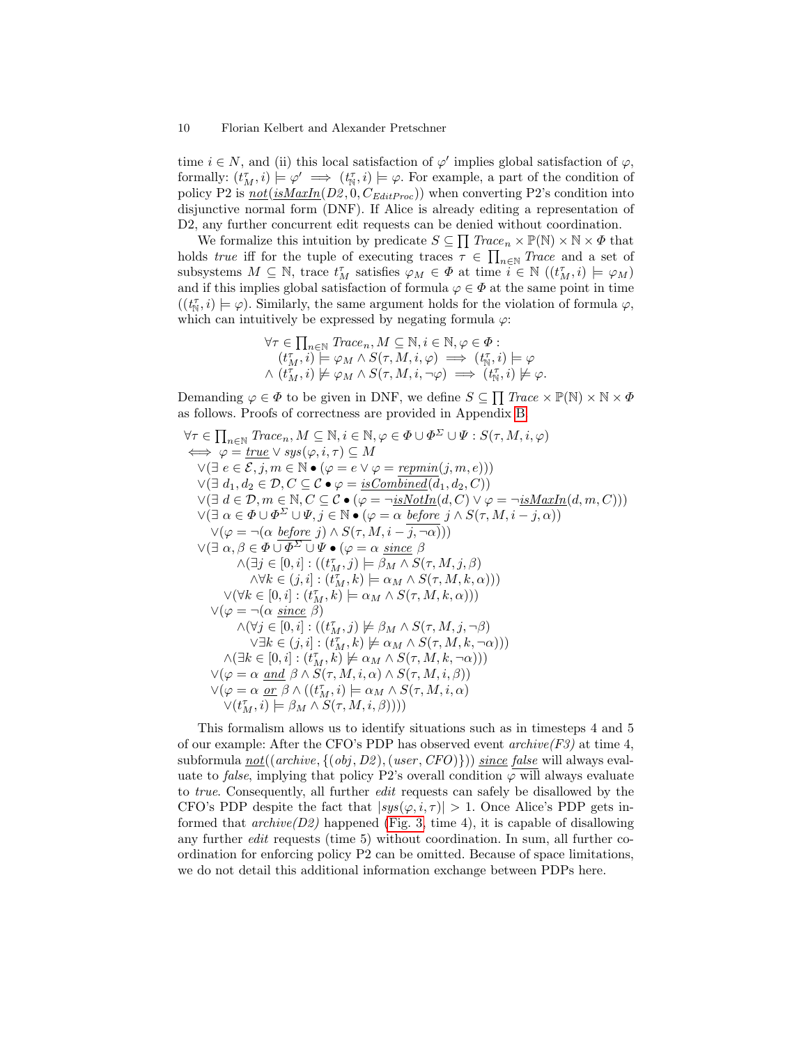time $i \in N$, and (ii) this local satisfaction of $\varphi'$ implies global satisfaction of $\varphi$, formally: $(t^\tau_M, i) \models \varphi' \implies (t^\tau_{\mathbb{N}}, i) \models \varphi$. For example, a part of the condition of policy P2 is $\underline{not}(\underline{isMaxIn}(D2, 0, C_{EditProc}))$ when converting P2's condition into disjunctive normal form (DNF). If Alice is already editing a representation of D2, any further concurrent edit requests can be denied without coordination.

We formalize this intuition by predicate $S \subseteq \prod Trace_n \times \mathbb{P}(\mathbb{N}) \times \mathbb{N} \times \Phi$ that holds *true* iff for the tuple of executing traces $\tau \in \prod_{n\in\mathbb{N}} Trace$ and a set of subsystems $M \subseteq \mathbb{N}$, trace $t^\tau_M$ satisfies $\varphi_M \in \Phi$ at time $i \in \mathbb{N}$ ($(t^\tau_M, i) \models \varphi_M$) and if this implies global satisfaction of formula $\varphi \in \Phi$ at the same point in time ($(t^\tau_{\mathbb{N}}, i) \models \varphi$). Similarly, the same argument holds for the violation of formula $\varphi$, which can intuitively be expressed by negating formula $\varphi$:

$$
\begin{aligned}
&\forall \tau \in \textstyle\prod_{n\in\mathbb{N}} Trace_n, M \subseteq \mathbb{N}, i \in \mathbb{N}, \varphi \in \Phi : \\
&\quad (t^\tau_M, i) \models \varphi_M \wedge S(\tau, M, i, \varphi) \implies (t^\tau_{\mathbb{N}}, i) \models \varphi \\
&\quad \wedge\ (t^\tau_M, i) \not\models \varphi_M \wedge S(\tau, M, i, \neg\varphi) \implies (t^\tau_{\mathbb{N}}, i) \not\models \varphi.
\end{aligned}
$$

Demanding $\varphi \in \Phi$ to be given in DNF, we define $S \subseteq \prod Trace \times \mathbb{P}(\mathbb{N}) \times \mathbb{N} \times \Phi$ as follows. Proofs of correctness are provided in Appendix B.

$$
\begin{aligned}
&\forall \tau \in \textstyle\prod_{n\in\mathbb{N}} Trace_n, M \subseteq \mathbb{N}, i \in \mathbb{N}, \varphi \in \Phi \cup \Phi^\Sigma \cup \Psi : S(\tau, M, i, \varphi) \\
&\iff \varphi = \underline{true} \vee sys(\varphi, i, \tau) \subseteq M \\
&\quad \vee (\exists\, e \in \mathcal{E}, j, m \in \mathbb{N} \bullet (\varphi = e \vee \varphi = \underline{repmin}(j, m, e))) \\
&\quad \vee (\exists\, d_1, d_2 \in \mathcal{D}, C \subseteq \mathcal{C} \bullet \varphi = \underline{isCombined}(d_1, d_2, C)) \\
&\quad \vee (\exists\, d \in \mathcal{D}, m \in \mathbb{N}, C \subseteq \mathcal{C} \bullet (\varphi = \neg\underline{isNotIn}(d, C) \vee \varphi = \neg\underline{isMaxIn}(d, m, C))) \\
&\quad \vee (\exists\, \alpha \in \Phi \cup \Phi^\Sigma \cup \Psi, j \in \mathbb{N} \bullet (\varphi = \alpha\ \underline{before}\ j \wedge S(\tau, M, i-j, \alpha)) \\
&\qquad \vee (\varphi = \neg(\alpha\ \underline{before}\ j) \wedge S(\tau, M, i-j, \neg\alpha))) \\
&\quad \vee (\exists\, \alpha, \beta \in \Phi \cup \Phi^\Sigma \cup \Psi \bullet (\varphi = \alpha\ \underline{since}\ \beta \\
&\qquad\qquad \wedge (\exists j \in [0, i] : ((t^\tau_M, j) \models \beta_M \wedge S(\tau, M, j, \beta) \\
&\qquad\qquad\quad \wedge \forall k \in (j, i] : (t^\tau_M, k) \models \alpha_M \wedge S(\tau, M, k, \alpha))) \\
&\qquad\quad \vee (\forall k \in [0, i] : (t^\tau_M, k) \models \alpha_M \wedge S(\tau, M, k, \alpha))) \\
&\qquad \vee (\varphi = \neg(\alpha\ \underline{since}\ \beta) \\
&\qquad\qquad \wedge (\forall j \in [0, i] : ((t^\tau_M, j) \not\models \beta_M \wedge S(\tau, M, j, \neg\beta) \\
&\qquad\qquad\quad \vee \exists k \in (j, i] : (t^\tau_M, k) \not\models \alpha_M \wedge S(\tau, M, k, \neg\alpha))) \\
&\qquad\quad \wedge (\exists k \in [0, i] : (t^\tau_M, k) \not\models \alpha_M \wedge S(\tau, M, k, \neg\alpha))) \\
&\qquad \vee (\varphi = \alpha\ \underline{and}\ \beta \wedge S(\tau, M, i, \alpha) \wedge S(\tau, M, i, \beta)) \\
&\qquad \vee (\varphi = \alpha\ \underline{or}\ \beta \wedge ((t^\tau_M, i) \models \alpha_M \wedge S(\tau, M, i, \alpha) \\
&\qquad\quad \vee (t^\tau_M, i) \models \beta_M \wedge S(\tau, M, i, \beta))))
\end{aligned}
$$

This formalism allows us to identify situations such as in timesteps 4 and 5 of our example: After the CFO's PDP has observed event *archive(F3)* at time 4, subformula $\underline{not}((archive, \{(obj, D2), (user, CFO)\}))\ \underline{since}\ \underline{false}$ will always evaluate to *false*, implying that policy P2's overall condition $\varphi$ will always evaluate to *true*. Consequently, all further *edit* requests can safely be disallowed by the CFO's PDP despite the fact that $|sys(\varphi, i, \tau)| > 1$. Once Alice's PDP gets informed that *archive(D2)* happened (Fig. 3, time 4), it is capable of disallowing any further *edit* requests (time 5) without coordination. In sum, all further coordination for enforcing policy P2 can be omitted. Because of space limitations, we do not detail this additional information exchange between PDPs here.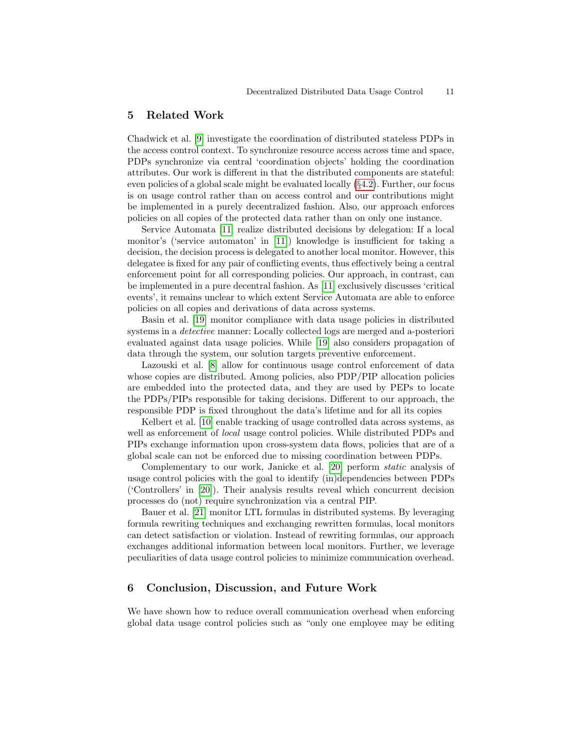## 5 Related Work

Chadwick et al. [9] investigate the coordination of distributed stateless PDPs in the access control context. To synchronize resource access across time and space, PDPs synchronize via central 'coordination objects' holding the coordination attributes. Our work is different in that the distributed components are stateful: even policies of a global scale might be evaluated locally (§4.2). Further, our focus is on usage control rather than on access control and our contributions might be implemented in a purely decentralized fashion. Also, our approach enforces policies on all copies of the protected data rather than on only one instance.

Service Automata [11] realize distributed decisions by delegation: If a local monitor's ('service automaton' in [11]) knowledge is insufficient for taking a decision, the decision process is delegated to another local monitor. However, this delegatee is fixed for any pair of conflicting events, thus effectively being a central enforcement point for all corresponding policies. Our approach, in contrast, can be implemented in a pure decentral fashion. As [11] exclusively discusses 'critical events', it remains unclear to which extent Service Automata are able to enforce policies on all copies and derivations of data across systems.

Basin et al. [19] monitor compliance with data usage policies in distributed systems in a *detective* manner: Locally collected logs are merged and a-posteriori evaluated against data usage policies. While [19] also considers propagation of data through the system, our solution targets preventive enforcement.

Lazouski et al. [8] allow for continuous usage control enforcement of data whose copies are distributed. Among policies, also PDP/PIP allocation policies are embedded into the protected data, and they are used by PEPs to locate the PDPs/PIPs responsible for taking decisions. Different to our approach, the responsible PDP is fixed throughout the data's lifetime and for all its copies

Kelbert et al. [10] enable tracking of usage controlled data across systems, as well as enforcement of *local* usage control policies. While distributed PDPs and PIPs exchange information upon cross-system data flows, policies that are of a global scale can not be enforced due to missing coordination between PDPs.

Complementary to our work, Janicke et al. [20] perform *static* analysis of usage control policies with the goal to identify (in)dependencies between PDPs ('Controllers' in [20]). Their analysis results reveal which concurrent decision processes do (not) require synchronization via a central PIP.

Bauer et al. [21] monitor LTL formulas in distributed systems. By leveraging formula rewriting techniques and exchanging rewritten formulas, local monitors can detect satisfaction or violation. Instead of rewriting formulas, our approach exchanges additional information between local monitors. Further, we leverage peculiarities of data usage control policies to minimize communication overhead.

## 6 Conclusion, Discussion, and Future Work

We have shown how to reduce overall communication overhead when enforcing global data usage control policies such as "only one employee may be editing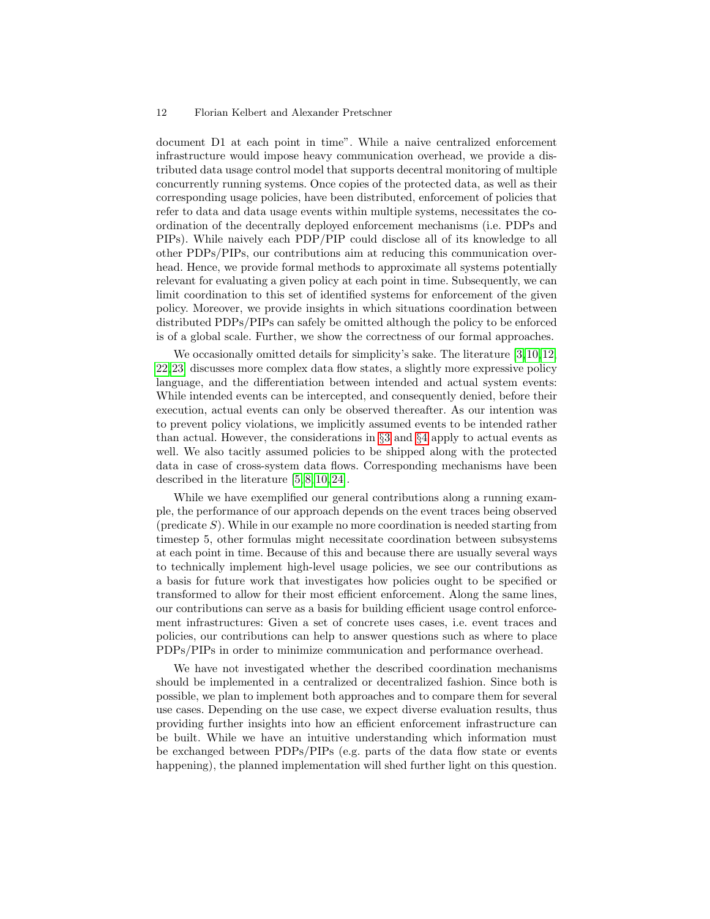document D1 at each point in time". While a naive centralized enforcement infrastructure would impose heavy communication overhead, we provide a distributed data usage control model that supports decentral monitoring of multiple concurrently running systems. Once copies of the protected data, as well as their corresponding usage policies, have been distributed, enforcement of policies that refer to data and data usage events within multiple systems, necessitates the coordination of the decentrally deployed enforcement mechanisms (i.e. PDPs and PIPs). While naively each PDP/PIP could disclose all of its knowledge to all other PDPs/PIPs, our contributions aim at reducing this communication overhead. Hence, we provide formal methods to approximate all systems potentially relevant for evaluating a given policy at each point in time. Subsequently, we can limit coordination to this set of identified systems for enforcement of the given policy. Moreover, we provide insights in which situations coordination between distributed PDPs/PIPs can safely be omitted although the policy to be enforced is of a global scale. Further, we show the correctness of our formal approaches.

We occasionally omitted details for simplicity's sake. The literature [3,10,12,22,23] discusses more complex data flow states, a slightly more expressive policy language, and the differentiation between intended and actual system events: While intended events can be intercepted, and consequently denied, before their execution, actual events can only be observed thereafter. As our intention was to prevent policy violations, we implicitly assumed events to be intended rather than actual. However, the considerations in §3 and §4 apply to actual events as well. We also tacitly assumed policies to be shipped along with the protected data in case of cross-system data flows. Corresponding mechanisms have been described in the literature [5,8,10,24].

While we have exemplified our general contributions along a running example, the performance of our approach depends on the event traces being observed (predicate $S$). While in our example no more coordination is needed starting from timestep 5, other formulas might necessitate coordination between subsystems at each point in time. Because of this and because there are usually several ways to technically implement high-level usage policies, we see our contributions as a basis for future work that investigates how policies ought to be specified or transformed to allow for their most efficient enforcement. Along the same lines, our contributions can serve as a basis for building efficient usage control enforcement infrastructures: Given a set of concrete uses cases, i.e. event traces and policies, our contributions can help to answer questions such as where to place PDPs/PIPs in order to minimize communication and performance overhead.

We have not investigated whether the described coordination mechanisms should be implemented in a centralized or decentralized fashion. Since both is possible, we plan to implement both approaches and to compare them for several use cases. Depending on the use case, we expect diverse evaluation results, thus providing further insights into how an efficient enforcement infrastructure can be built. While we have an intuitive understanding which information must be exchanged between PDPs/PIPs (e.g. parts of the data flow state or events happening), the planned implementation will shed further light on this question.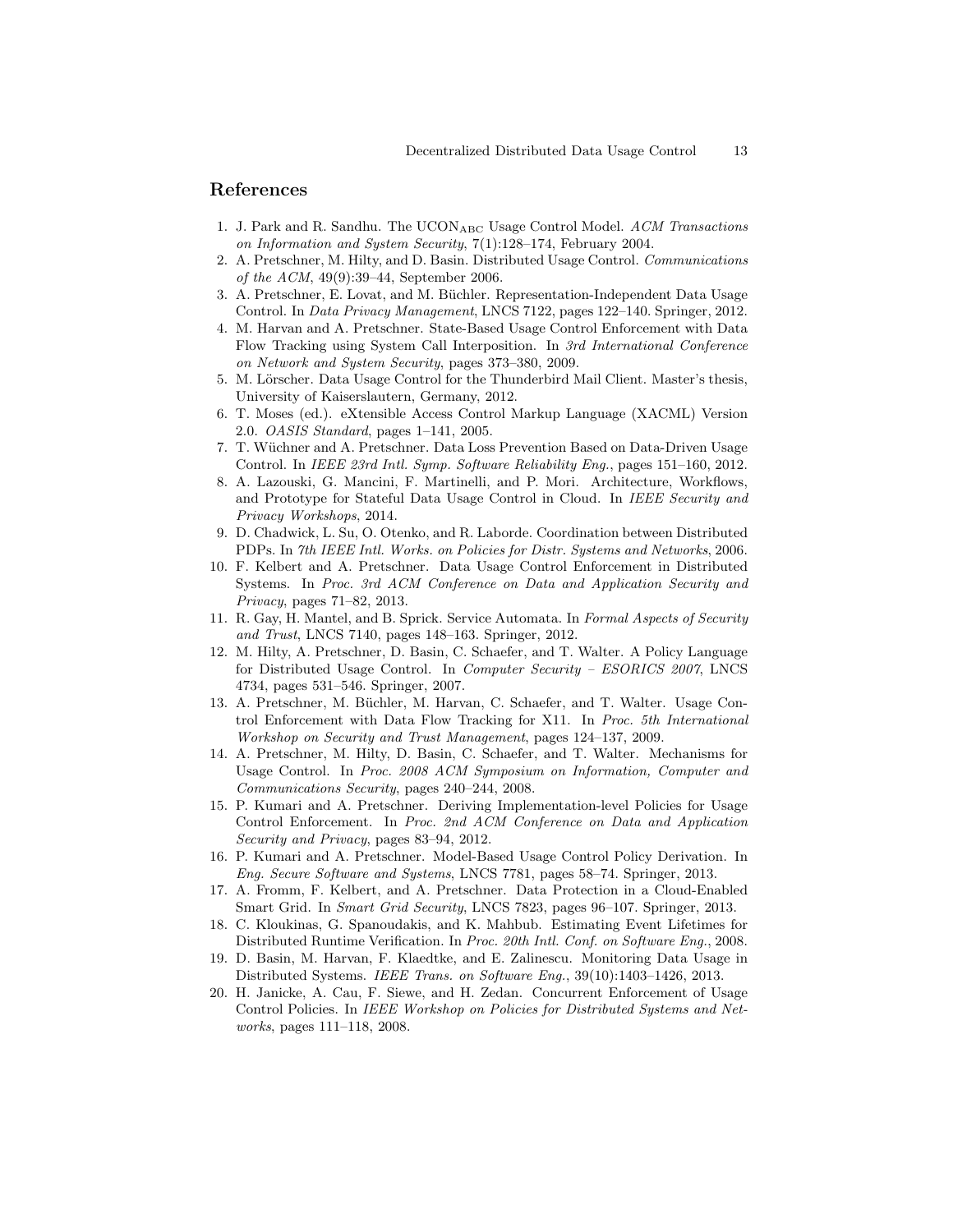## References

1. J. Park and R. Sandhu. The $\text{UCON}_{\text{ABC}}$ Usage Control Model. *ACM Transactions on Information and System Security*, 7(1):128–174, February 2004.
2. A. Pretschner, M. Hilty, and D. Basin. Distributed Usage Control. *Communications of the ACM*, 49(9):39–44, September 2006.
3. A. Pretschner, E. Lovat, and M. Büchler. Representation-Independent Data Usage Control. In *Data Privacy Management*, LNCS 7122, pages 122–140. Springer, 2012.
4. M. Harvan and A. Pretschner. State-Based Usage Control Enforcement with Data Flow Tracking using System Call Interposition. In *3rd International Conference on Network and System Security*, pages 373–380, 2009.
5. M. Lörscher. Data Usage Control for the Thunderbird Mail Client. Master's thesis, University of Kaiserslautern, Germany, 2012.
6. T. Moses (ed.). eXtensible Access Control Markup Language (XACML) Version 2.0. *OASIS Standard*, pages 1–141, 2005.
7. T. Wüchner and A. Pretschner. Data Loss Prevention Based on Data-Driven Usage Control. In *IEEE 23rd Intl. Symp. Software Reliability Eng.*, pages 151–160, 2012.
8. A. Lazouski, G. Mancini, F. Martinelli, and P. Mori. Architecture, Workflows, and Prototype for Stateful Data Usage Control in Cloud. In *IEEE Security and Privacy Workshops*, 2014.
9. D. Chadwick, L. Su, O. Otenko, and R. Laborde. Coordination between Distributed PDPs. In *7th IEEE Intl. Works. on Policies for Distr. Systems and Networks*, 2006.
10. F. Kelbert and A. Pretschner. Data Usage Control Enforcement in Distributed Systems. In *Proc. 3rd ACM Conference on Data and Application Security and Privacy*, pages 71–82, 2013.
11. R. Gay, H. Mantel, and B. Sprick. Service Automata. In *Formal Aspects of Security and Trust*, LNCS 7140, pages 148–163. Springer, 2012.
12. M. Hilty, A. Pretschner, D. Basin, C. Schaefer, and T. Walter. A Policy Language for Distributed Usage Control. In *Computer Security – ESORICS 2007*, LNCS 4734, pages 531–546. Springer, 2007.
13. A. Pretschner, M. Büchler, M. Harvan, C. Schaefer, and T. Walter. Usage Control Enforcement with Data Flow Tracking for X11. In *Proc. 5th International Workshop on Security and Trust Management*, pages 124–137, 2009.
14. A. Pretschner, M. Hilty, D. Basin, C. Schaefer, and T. Walter. Mechanisms for Usage Control. In *Proc. 2008 ACM Symposium on Information, Computer and Communications Security*, pages 240–244, 2008.
15. P. Kumari and A. Pretschner. Deriving Implementation-level Policies for Usage Control Enforcement. In *Proc. 2nd ACM Conference on Data and Application Security and Privacy*, pages 83–94, 2012.
16. P. Kumari and A. Pretschner. Model-Based Usage Control Policy Derivation. In *Eng. Secure Software and Systems*, LNCS 7781, pages 58–74. Springer, 2013.
17. A. Fromm, F. Kelbert, and A. Pretschner. Data Protection in a Cloud-Enabled Smart Grid. In *Smart Grid Security*, LNCS 7823, pages 96–107. Springer, 2013.
18. C. Kloukinas, G. Spanoudakis, and K. Mahbub. Estimating Event Lifetimes for Distributed Runtime Verification. In *Proc. 20th Intl. Conf. on Software Eng.*, 2008.
19. D. Basin, M. Harvan, F. Klaedtke, and E. Zalinescu. Monitoring Data Usage in Distributed Systems. *IEEE Trans. on Software Eng.*, 39(10):1403–1426, 2013.
20. H. Janicke, A. Cau, F. Siewe, and H. Zedan. Concurrent Enforcement of Usage Control Policies. In *IEEE Workshop on Policies for Distributed Systems and Networks*, pages 111–118, 2008.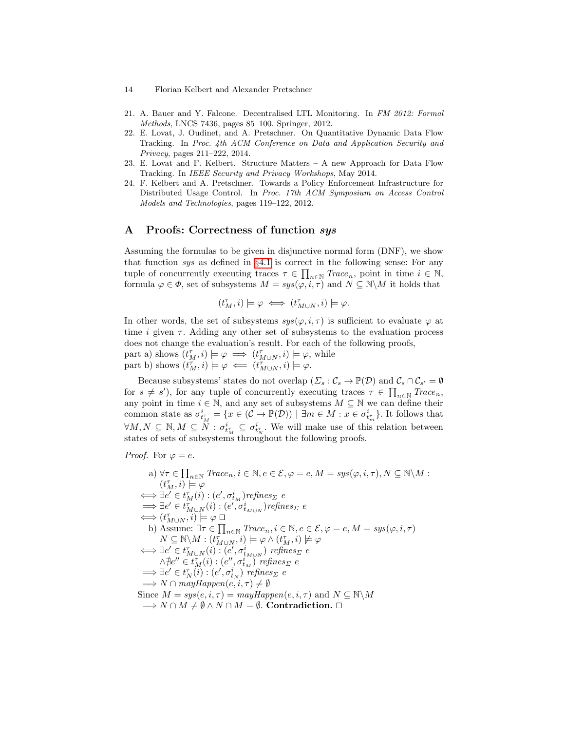21. A. Bauer and Y. Falcone. Decentralised LTL Monitoring. In *FM 2012: Formal Methods*, LNCS 7436, pages 85–100. Springer, 2012.
22. E. Lovat, J. Oudinet, and A. Pretschner. On Quantitative Dynamic Data Flow Tracking. In *Proc. 4th ACM Conference on Data and Application Security and Privacy*, pages 211–222, 2014.
23. E. Lovat and F. Kelbert. Structure Matters – A new Approach for Data Flow Tracking. In *IEEE Security and Privacy Workshops*, May 2014.
24. F. Kelbert and A. Pretschner. Towards a Policy Enforcement Infrastructure for Distributed Usage Control. In *Proc. 17th ACM Symposium on Access Control Models and Technologies*, pages 119–122, 2012.

## A Proofs: Correctness of function *sys*

Assuming the formulas to be given in disjunctive normal form (DNF), we show that function *sys* as defined in §4.1 is correct in the following sense: For any tuple of concurrently executing traces $\tau \in \prod_{n\in\mathbb{N}} \mathit{Trace}_n$, point in time $i \in \mathbb{N}$, formula $\varphi \in \Phi$, set of subsystems $M = sys(\varphi, i, \tau)$ and $N \subseteq \mathbb{N}\backslash M$ it holds that

$$(t^\tau_M, i) \models \varphi \iff (t^\tau_{M\cup N}, i) \models \varphi.$$

In other words, the set of subsystems $sys(\varphi, i, \tau)$ is sufficient to evaluate $\varphi$ at time $i$ given $\tau$. Adding any other set of subsystems to the evaluation process does not change the evaluation's result. For each of the following proofs,
part a) shows $(t^\tau_M, i) \models \varphi \implies (t^\tau_{M\cup N}, i) \models \varphi$, while
part b) shows $(t^\tau_M, i) \models \varphi \impliedby (t^\tau_{M\cup N}, i) \models \varphi$.

Because subsystems' states do not overlap ($\Sigma_s : \mathcal{C}_s \to \mathbb{P}(\mathcal{D})$ and $\mathcal{C}_s \cap \mathcal{C}_{s'} = \emptyset$ for $s \neq s'$), for any tuple of concurrently executing traces $\tau \in \prod_{n\in\mathbb{N}} \mathit{Trace}_n$, any point in time $i \in \mathbb{N}$, and any set of subsystems $M \subseteq \mathbb{N}$ we can define their common state as $\sigma^i_{t^\tau_M} = \{x \in (\mathcal{C} \to \mathbb{P}(\mathcal{D})) \mid \exists m \in M : x \in \sigma^i_{t^\tau_m}\}$. It follows that $\forall M, N \subseteq \mathbb{N}, M \subseteq N : \sigma^i_{t^\tau_M} \subseteq \sigma^i_{t^\tau_N}$. We will make use of this relation between states of sets of subsystems throughout the following proofs.

*Proof.* For $\varphi = e$.

a) $\forall \tau \in \prod_{n\in\mathbb{N}} \mathit{Trace}_n, i \in \mathbb{N}, e \in \mathcal{E}, \varphi = e, M = sys(\varphi, i, \tau), N \subseteq \mathbb{N}\backslash M :$
$(t^\tau_M, i) \models \varphi$
$\iff \exists e' \in t^\tau_M(i) : (e', \sigma^i_{t_M}) \mathit{refines}_\Sigma\ e$
$\implies \exists e' \in t^\tau_{M\cup N}(i) : (e', \sigma^i_{t_{M\cup N}}) \mathit{refines}_\Sigma\ e$
$\iff (t^\tau_{M\cup N}, i) \models \varphi$ □

b) Assume: $\exists \tau \in \prod_{n\in\mathbb{N}} \mathit{Trace}_n, i \in \mathbb{N}, e \in \mathcal{E}, \varphi = e, M = sys(\varphi, i, \tau)$
$N \subseteq \mathbb{N}\backslash M : (t^\tau_{M\cup N}, i) \models \varphi \wedge (t^\tau_M, i) \not\models \varphi$
$\iff \exists e' \in t^\tau_{M\cup N}(i) : (e', \sigma^i_{t_{M\cup N}})\ \mathit{refines}_\Sigma\ e$
$\wedge \nexists e'' \in t^\tau_M(i) : (e'', \sigma^i_{t_M})\ \mathit{refines}_\Sigma\ e$
$\implies \exists e' \in t^\tau_N(i) : (e', \sigma^i_{t_N})\ \mathit{refines}_\Sigma\ e$
$\implies N \cap \mathit{mayHappen}(e, i, \tau) \neq \emptyset$

Since $M = sys(e, i, \tau) = \mathit{mayHappen}(e, i, \tau)$ and $N \subseteq \mathbb{N}\backslash M$
$\implies N \cap M \neq \emptyset \wedge N \cap M = \emptyset$. **Contradiction.** □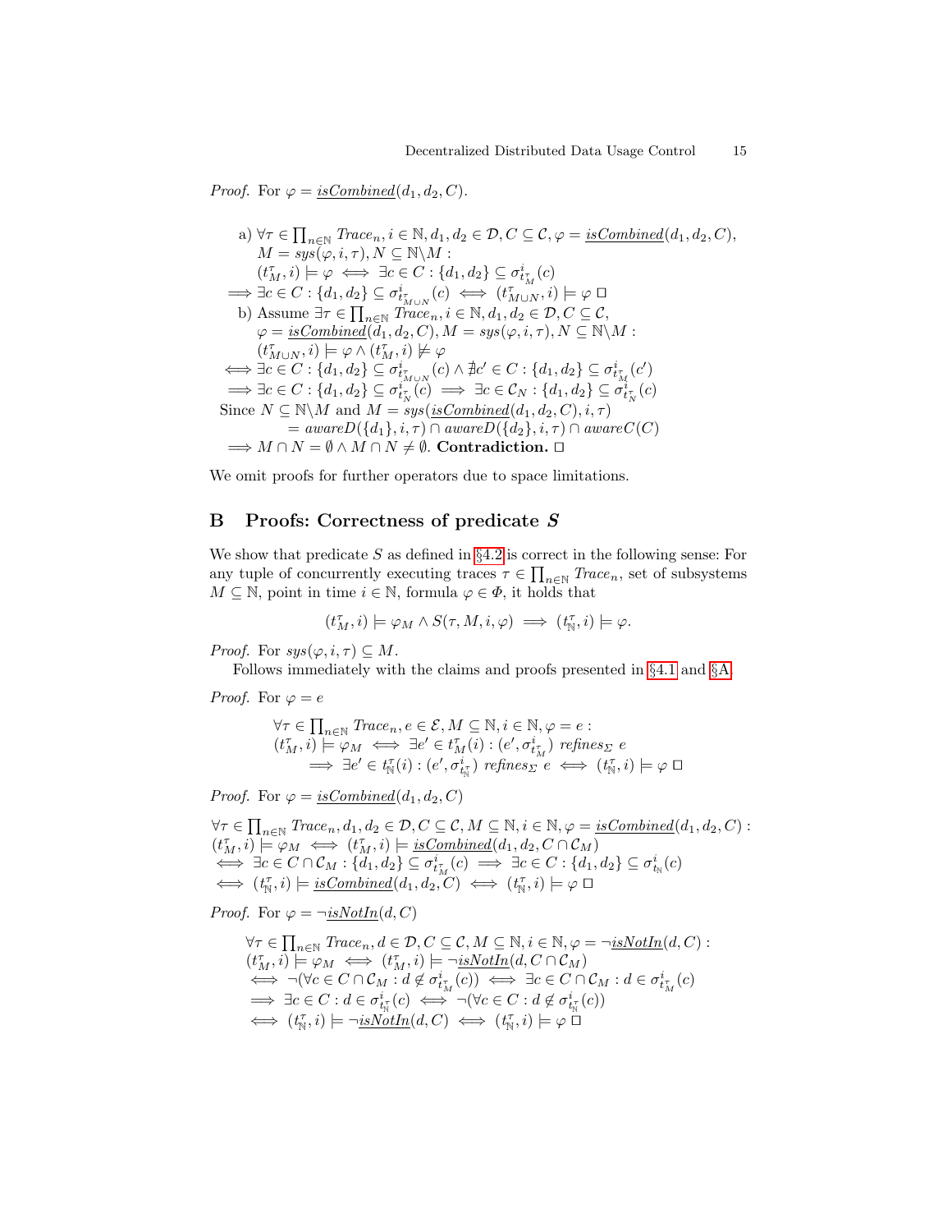*Proof.* For $\varphi = \underline{isCombined}(d_1, d_2, C)$.

$$
\begin{aligned}
&\text{a) } \forall \tau \in \prod_{n\in\mathbb{N}} \mathit{Trace}_n, i \in \mathbb{N}, d_1, d_2 \in \mathcal{D}, C \subseteq \mathcal{C}, \varphi = \underline{isCombined}(d_1, d_2, C),\\
&\quad M = sys(\varphi, i, \tau), N \subseteq \mathbb{N}\backslash M :\\
&\quad (t^\tau_M, i) \models \varphi \iff \exists c \in C : \{d_1, d_2\} \subseteq \sigma^i_{t^\tau_M}(c)\\
&\implies \exists c \in C : \{d_1, d_2\} \subseteq \sigma^i_{t^\tau_{M\cup N}}(c) \iff (t^\tau_{M\cup N}, i) \models \varphi \;\square\\
&\text{b) Assume } \exists \tau \in \prod_{n\in\mathbb{N}} \mathit{Trace}_n, i \in \mathbb{N}, d_1, d_2 \in \mathcal{D}, C \subseteq \mathcal{C},\\
&\quad \varphi = \underline{isCombined}(d_1, d_2, C), M = sys(\varphi, i, \tau), N \subseteq \mathbb{N}\backslash M :\\
&\quad (t^\tau_{M\cup N}, i) \models \varphi \land (t^\tau_M, i) \not\models \varphi\\
&\iff \exists c \in C : \{d_1, d_2\} \subseteq \sigma^i_{t^\tau_{M\cup N}}(c) \land \nexists c' \in C : \{d_1, d_2\} \subseteq \sigma^i_{t^\tau_M}(c')\\
&\implies \exists c \in C : \{d_1, d_2\} \subseteq \sigma^i_{t^\tau_N}(c) \implies \exists c \in \mathcal{C}_N : \{d_1, d_2\} \subseteq \sigma^i_{t^\tau_N}(c)\\
&\text{Since } N \subseteq \mathbb{N}\backslash M \text{ and } M = sys(\underline{isCombined}(d_1, d_2, C), i, \tau)\\
&\qquad = awareD(\{d_1\}, i, \tau) \cap awareD(\{d_2\}, i, \tau) \cap awareC(C)\\
&\implies M \cap N = \emptyset \land M \cap N \neq \emptyset. \textbf{ Contradiction. } \square
\end{aligned}
$$

We omit proofs for further operators due to space limitations.

## B Proofs: Correctness of predicate *S*

We show that predicate $S$ as defined in §4.2 is correct in the following sense: For any tuple of concurrently executing traces $\tau \in \prod_{n\in\mathbb{N}} \mathit{Trace}_n$, set of subsystems $M \subseteq \mathbb{N}$, point in time $i \in \mathbb{N}$, formula $\varphi \in \Phi$, it holds that

$$(t^\tau_M, i) \models \varphi_M \land S(\tau, M, i, \varphi) \implies (t^\tau_{\mathbb{N}}, i) \models \varphi.$$

*Proof.* For $sys(\varphi, i, \tau) \subseteq M$.

Follows immediately with the claims and proofs presented in §4.1 and §A.

*Proof.* For $\varphi = e$

$$
\begin{aligned}
&\forall \tau \in \prod_{n\in\mathbb{N}} \mathit{Trace}_n, e \in \mathcal{E}, M \subseteq \mathbb{N}, i \in \mathbb{N}, \varphi = e :\\
&(t^\tau_M, i) \models \varphi_M \iff \exists e' \in t^\tau_M(i) : (e', \sigma^i_{t^\tau_M}) \; \mathit{refines}_\Sigma \; e\\
&\qquad \implies \exists e' \in t^\tau_{\mathbb{N}}(i) : (e', \sigma^i_{t^\tau_{\mathbb{N}}}) \; \mathit{refines}_\Sigma \; e \iff (t^\tau_{\mathbb{N}}, i) \models \varphi \;\square
\end{aligned}
$$

*Proof.* For $\varphi = \underline{isCombined}(d_1, d_2, C)$

$$
\begin{aligned}
&\forall \tau \in \prod_{n\in\mathbb{N}} \mathit{Trace}_n, d_1, d_2 \in \mathcal{D}, C \subseteq \mathcal{C}, M \subseteq \mathbb{N}, i \in \mathbb{N}, \varphi = \underline{isCombined}(d_1, d_2, C) :\\
&(t^\tau_M, i) \models \varphi_M \iff (t^\tau_M, i) \models \underline{isCombined}(d_1, d_2, C \cap \mathcal{C}_M)\\
&\iff \exists c \in C \cap \mathcal{C}_M : \{d_1, d_2\} \subseteq \sigma^i_{t^\tau_M}(c) \implies \exists c \in C : \{d_1, d_2\} \subseteq \sigma^i_{t_{\mathbb{N}}}(c)\\
&\iff (t^\tau_{\mathbb{N}}, i) \models \underline{isCombined}(d_1, d_2, C) \iff (t^\tau_{\mathbb{N}}, i) \models \varphi \;\square
\end{aligned}
$$

*Proof.* For $\varphi = \neg\underline{isNotIn}(d, C)$

$$
\begin{aligned}
&\forall \tau \in \prod_{n\in\mathbb{N}} \mathit{Trace}_n, d \in \mathcal{D}, C \subseteq \mathcal{C}, M \subseteq \mathbb{N}, i \in \mathbb{N}, \varphi = \neg\underline{isNotIn}(d, C) :\\
&(t^\tau_M, i) \models \varphi_M \iff (t^\tau_M, i) \models \neg\underline{isNotIn}(d, C \cap \mathcal{C}_M)\\
&\iff \neg(\forall c \in C \cap \mathcal{C}_M : d \notin \sigma^i_{t^\tau_M}(c)) \iff \exists c \in C \cap \mathcal{C}_M : d \in \sigma^i_{t^\tau_M}(c)\\
&\implies \exists c \in C : d \in \sigma^i_{t^\tau_{\mathbb{N}}}(c) \iff \neg(\forall c \in C : d \notin \sigma^i_{t^\tau_{\mathbb{N}}}(c))\\
&\iff (t^\tau_{\mathbb{N}}, i) \models \neg\underline{isNotIn}(d, C) \iff (t^\tau_{\mathbb{N}}, i) \models \varphi \;\square
\end{aligned}
$$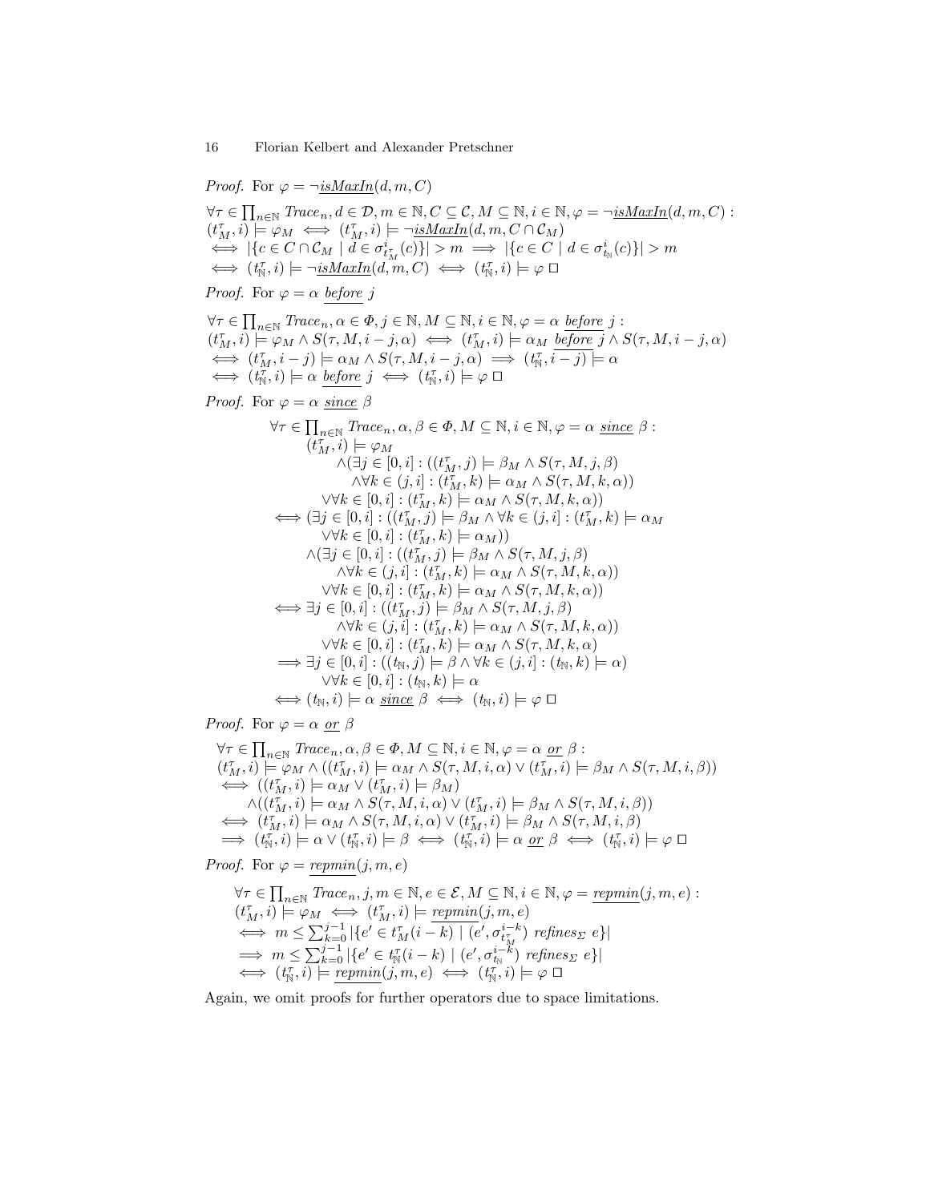*Proof.* For $\varphi = \neg\underline{isMaxIn}(d, m, C)$

$\forall \tau \in \prod_{n\in\mathbb{N}} Trace_n, d \in \mathcal{D}, m \in \mathbb{N}, C \subseteq \mathcal{C}, M \subseteq \mathbb{N}, i \in \mathbb{N}, \varphi = \neg\underline{isMaxIn}(d, m, C):$
$(t^\tau_M, i) \models \varphi_M \iff (t^\tau_M, i) \models \neg\underline{isMaxIn}(d, m, C \cap \mathcal{C}_M)$
$\iff |\{c \in C \cap \mathcal{C}_M \mid d \in \sigma^i_{t^\tau_M}(c)\}| > m \implies |\{c \in C \mid d \in \sigma^i_{t_\mathbb{N}}(c)\}| > m$
$\iff (t^\tau_\mathbb{N}, i) \models \neg\underline{isMaxIn}(d, m, C) \iff (t^\tau_\mathbb{N}, i) \models \varphi$ □

*Proof.* For $\varphi = \alpha\ \underline{before}\ j$

$\forall \tau \in \prod_{n\in\mathbb{N}} Trace_n, \alpha \in \Phi, j \in \mathbb{N}, M \subseteq \mathbb{N}, i \in \mathbb{N}, \varphi = \alpha\ \underline{before}\ j:$
$(t^\tau_M, i) \models \varphi_M \wedge S(\tau, M, i-j, \alpha) \iff (t^\tau_M, i) \models \alpha_M\ \underline{before}\ j \wedge S(\tau, M, i-j, \alpha)$
$\iff (t^\tau_M, i-j) \models \alpha_M \wedge S(\tau, M, i-j, \alpha) \implies (t^\tau_\mathbb{N}, i-j) \models \alpha$
$\iff (t^\tau_\mathbb{N}, i) \models \alpha\ \underline{before}\ j \iff (t^\tau_\mathbb{N}, i) \models \varphi$ □

*Proof.* For $\varphi = \alpha\ \underline{since}\ \beta$

$$
\begin{aligned}
&\forall \tau \in \textstyle\prod_{n\in\mathbb{N}} Trace_n, \alpha, \beta \in \Phi, M \subseteq \mathbb{N}, i \in \mathbb{N}, \varphi = \alpha\ \underline{since}\ \beta:\\
&\quad (t^\tau_M, i) \models \varphi_M\\
&\qquad \wedge(\exists j \in [0,i] : ((t^\tau_M, j) \models \beta_M \wedge S(\tau, M, j, \beta)\\
&\qquad\quad \wedge \forall k \in (j,i] : (t^\tau_M, k) \models \alpha_M \wedge S(\tau, M, k, \alpha))\\
&\qquad \vee \forall k \in [0,i] : (t^\tau_M, k) \models \alpha_M \wedge S(\tau, M, k, \alpha))\\
&\iff (\exists j \in [0,i] : ((t^\tau_M, j) \models \beta_M \wedge \forall k \in (j,i] : (t^\tau_M, k) \models \alpha_M\\
&\qquad \vee \forall k \in [0,i] : (t^\tau_M, k) \models \alpha_M))\\
&\qquad \wedge(\exists j \in [0,i] : ((t^\tau_M, j) \models \beta_M \wedge S(\tau, M, j, \beta)\\
&\qquad\quad \wedge \forall k \in (j,i] : (t^\tau_M, k) \models \alpha_M \wedge S(\tau, M, k, \alpha))\\
&\qquad \vee \forall k \in [0,i] : (t^\tau_M, k) \models \alpha_M \wedge S(\tau, M, k, \alpha))\\
&\iff \exists j \in [0,i] : ((t^\tau_M, j) \models \beta_M \wedge S(\tau, M, j, \beta)\\
&\qquad \wedge \forall k \in (j,i] : (t^\tau_M, k) \models \alpha_M \wedge S(\tau, M, k, \alpha))\\
&\qquad \vee \forall k \in [0,i] : (t^\tau_M, k) \models \alpha_M \wedge S(\tau, M, k, \alpha)\\
&\implies \exists j \in [0,i] : ((t_\mathbb{N}, j) \models \beta \wedge \forall k \in (j,i] : (t_\mathbb{N}, k) \models \alpha)\\
&\qquad \vee \forall k \in [0,i] : (t_\mathbb{N}, k) \models \alpha\\
&\iff (t_\mathbb{N}, i) \models \alpha\ \underline{since}\ \beta \iff (t_\mathbb{N}, i) \models \varphi\ \square
\end{aligned}
$$

*Proof.* For $\varphi = \alpha\ \underline{or}\ \beta$

$\forall \tau \in \prod_{n\in\mathbb{N}} Trace_n, \alpha, \beta \in \Phi, M \subseteq \mathbb{N}, i \in \mathbb{N}, \varphi = \alpha\ \underline{or}\ \beta:$
$(t^\tau_M, i) \models \varphi_M \wedge ((t^\tau_M, i) \models \alpha_M \wedge S(\tau, M, i, \alpha) \vee (t^\tau_M, i) \models \beta_M \wedge S(\tau, M, i, \beta))$
$\iff ((t^\tau_M, i) \models \alpha_M \vee (t^\tau_M, i) \models \beta_M)$
$\quad \wedge((t^\tau_M, i) \models \alpha_M \wedge S(\tau, M, i, \alpha) \vee (t^\tau_M, i) \models \beta_M \wedge S(\tau, M, i, \beta))$
$\iff (t^\tau_M, i) \models \alpha_M \wedge S(\tau, M, i, \alpha) \vee (t^\tau_M, i) \models \beta_M \wedge S(\tau, M, i, \beta)$
$\implies (t^\tau_\mathbb{N}, i) \models \alpha \vee (t^\tau_\mathbb{N}, i) \models \beta \iff (t^\tau_\mathbb{N}, i) \models \alpha\ \underline{or}\ \beta \iff (t^\tau_\mathbb{N}, i) \models \varphi$ □

*Proof.* For $\varphi = \underline{repmin}(j, m, e)$

$\forall \tau \in \prod_{n\in\mathbb{N}} Trace_n, j, m \in \mathbb{N}, e \in \mathcal{E}, M \subseteq \mathbb{N}, i \in \mathbb{N}, \varphi = \underline{repmin}(j, m, e):$
$(t^\tau_M, i) \models \varphi_M \iff (t^\tau_M, i) \models \underline{repmin}(j, m, e)$
$\iff m \leq \sum_{k=0}^{j-1} |\{e' \in t^\tau_M(i-k) \mid (e', \sigma^{i-k}_{t^\tau_M})\ refines_\Sigma\ e\}|$
$\implies m \leq \sum_{k=0}^{j-1} |\{e' \in t^\tau_\mathbb{N}(i-k) \mid (e', \sigma^{i-k}_{t_\mathbb{N}})\ refines_\Sigma\ e\}|$
$\iff (t^\tau_\mathbb{N}, i) \models \underline{repmin}(j, m, e) \iff (t^\tau_\mathbb{N}, i) \models \varphi$ □

Again, we omit proofs for further operators due to space limitations.